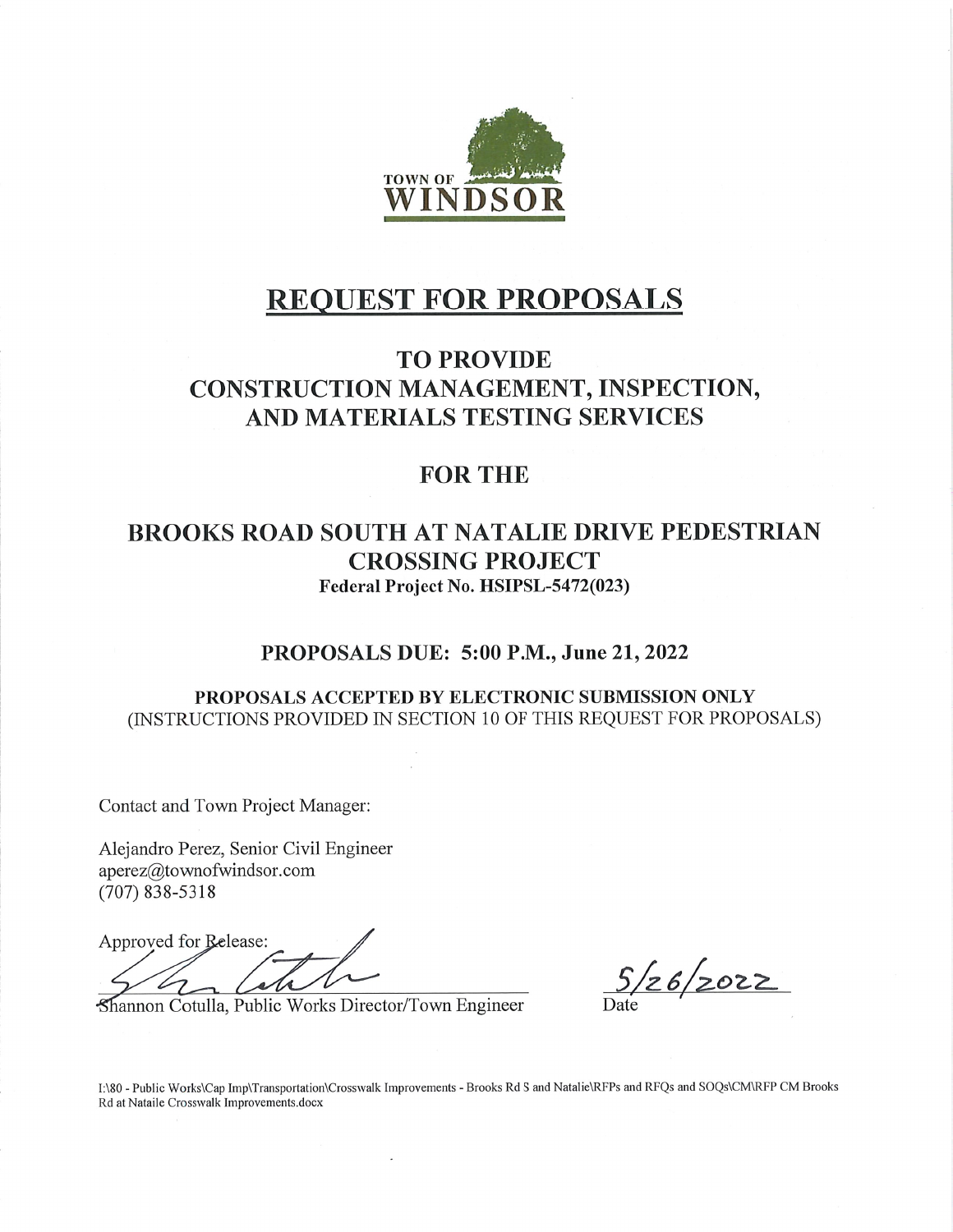TOWN OF WINDSOR

# REQUEST FOR PROPOSALS

## TO PROVIDE CONSTRUCTION MANAGEMENT, INSPECTION, AND MATERIALS TESTING SERVICES

## FOR THE

## BROOKS ROAD SOUTH AT NATALIE DRIVE PEDESTRIAN CROSSING PROJECT

**Federal Project No. HSIPSL-5472(023)**

### PROPOSALS DUE: 5:00 P.M., June 21, 2022

**PROPOSALS ACCEPTED BY ELECTRONIC SUBMISSION ONLY**
(INSTRUCTIONS PROVIDED IN SECTION 10 OF THIS REQUEST FOR PROPOSALS)

Contact and Town Project Manager:

Alejandro Perez, Senior Civil Engineer
aperez@townofwindsor.com
(707) 838-5318

Approved for Release:

Shannon Cotulla, Public Works Director/Town Engineer

5/26/2022
Date

I:\80 - Public Works\Cap Imp\Transportation\Crosswalk Improvements - Brooks Rd S and Natalie\RFPs and RFQs and SOQs\CM\RFP CM Brooks Rd at Nataile Crosswalk Improvements.docx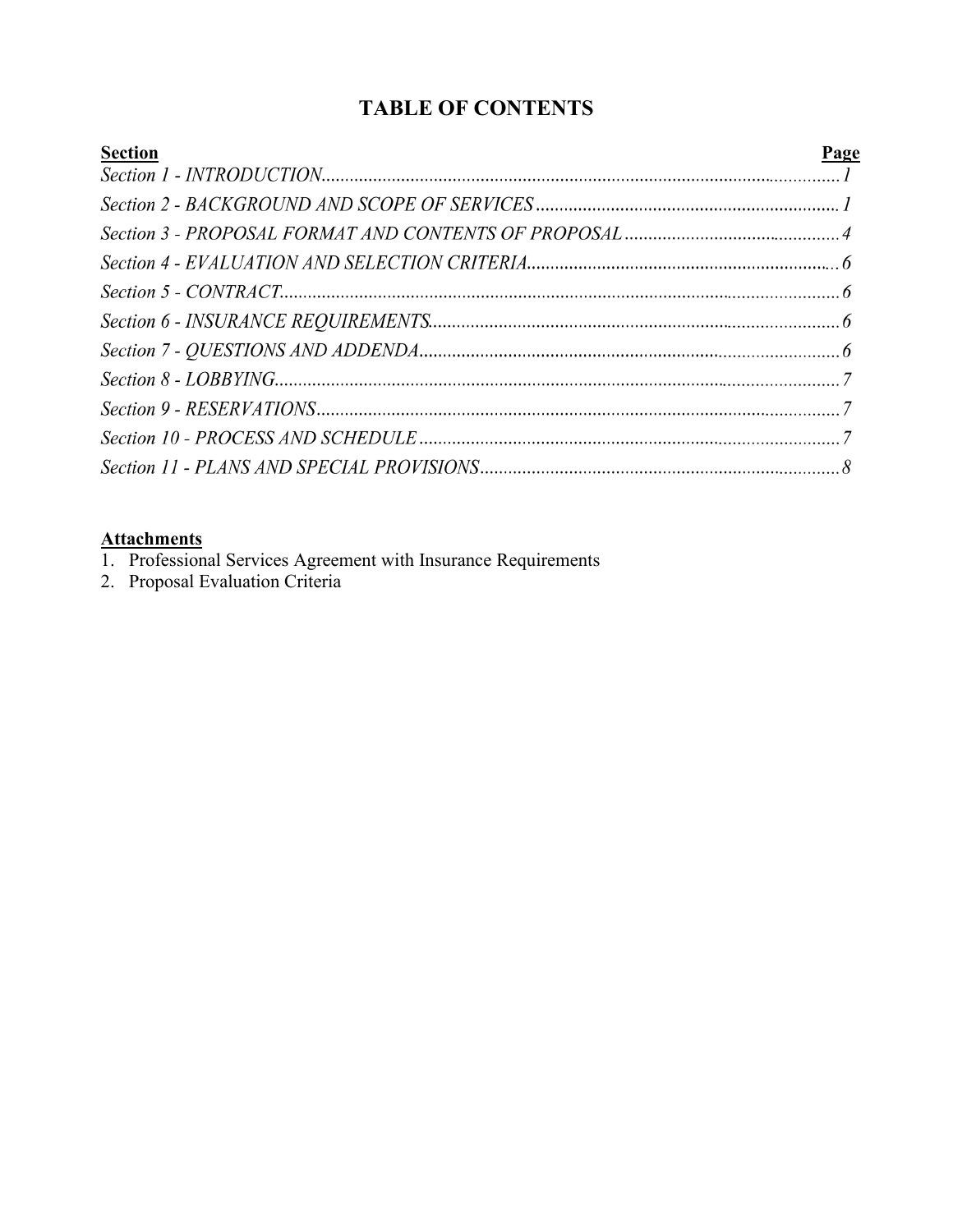# TABLE OF CONTENTS

| Section | Page |
| --- | --- |
| *Section 1 - INTRODUCTION* | *1* |
| *Section 2 - BACKGROUND AND SCOPE OF SERVICES* | *1* |
| *Section 3 - PROPOSAL FORMAT AND CONTENTS OF PROPOSAL* | *4* |
| *Section 4 - EVALUATION AND SELECTION CRITERIA* | *6* |
| *Section 5 - CONTRACT* | *6* |
| *Section 6 - INSURANCE REQUIREMENTS* | *6* |
| *Section 7 - QUESTIONS AND ADDENDA* | *6* |
| *Section 8 - LOBBYING* | *7* |
| *Section 9 - RESERVATIONS* | *7* |
| *Section 10 - PROCESS AND SCHEDULE* | *7* |
| *Section 11 - PLANS AND SPECIAL PROVISIONS* | *8* |

**Attachments**

1. Professional Services Agreement with Insurance Requirements
2. Proposal Evaluation Criteria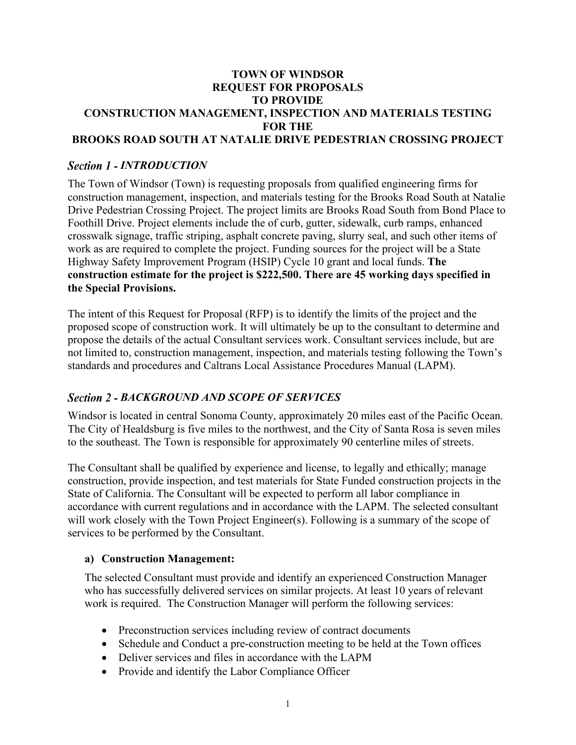# TOWN OF WINDSOR
# REQUEST FOR PROPOSALS
# TO PROVIDE
# CONSTRUCTION MANAGEMENT, INSPECTION AND MATERIALS TESTING
# FOR THE
# BROOKS ROAD SOUTH AT NATALIE DRIVE PEDESTRIAN CROSSING PROJECT

## *Section 1 - INTRODUCTION*

The Town of Windsor (Town) is requesting proposals from qualified engineering firms for construction management, inspection, and materials testing for the Brooks Road South at Natalie Drive Pedestrian Crossing Project. The project limits are Brooks Road South from Bond Place to Foothill Drive. Project elements include the of curb, gutter, sidewalk, curb ramps, enhanced crosswalk signage, traffic striping, asphalt concrete paving, slurry seal, and such other items of work as are required to complete the project. Funding sources for the project will be a State Highway Safety Improvement Program (HSIP) Cycle 10 grant and local funds. **The construction estimate for the project is $222,500. There are 45 working days specified in the Special Provisions.**

The intent of this Request for Proposal (RFP) is to identify the limits of the project and the proposed scope of construction work. It will ultimately be up to the consultant to determine and propose the details of the actual Consultant services work. Consultant services include, but are not limited to, construction management, inspection, and materials testing following the Town's standards and procedures and Caltrans Local Assistance Procedures Manual (LAPM).

## *Section 2 - BACKGROUND AND SCOPE OF SERVICES*

Windsor is located in central Sonoma County, approximately 20 miles east of the Pacific Ocean. The City of Healdsburg is five miles to the northwest, and the City of Santa Rosa is seven miles to the southeast. The Town is responsible for approximately 90 centerline miles of streets.

The Consultant shall be qualified by experience and license, to legally and ethically; manage construction, provide inspection, and test materials for State Funded construction projects in the State of California. The Consultant will be expected to perform all labor compliance in accordance with current regulations and in accordance with the LAPM. The selected consultant will work closely with the Town Project Engineer(s). Following is a summary of the scope of services to be performed by the Consultant.

### a) Construction Management:

The selected Consultant must provide and identify an experienced Construction Manager who has successfully delivered services on similar projects. At least 10 years of relevant work is required. The Construction Manager will perform the following services:

- Preconstruction services including review of contract documents
- Schedule and Conduct a pre-construction meeting to be held at the Town offices
- Deliver services and files in accordance with the LAPM
- Provide and identify the Labor Compliance Officer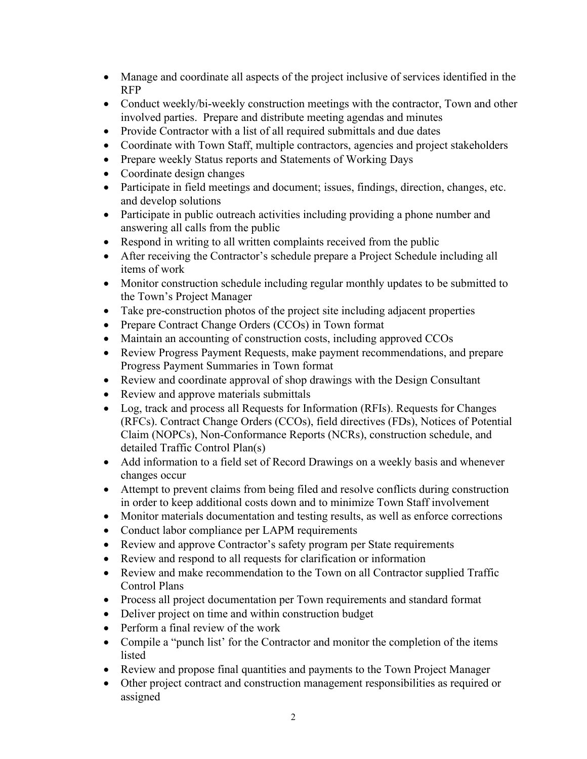- Manage and coordinate all aspects of the project inclusive of services identified in the RFP
- Conduct weekly/bi-weekly construction meetings with the contractor, Town and other involved parties. Prepare and distribute meeting agendas and minutes
- Provide Contractor with a list of all required submittals and due dates
- Coordinate with Town Staff, multiple contractors, agencies and project stakeholders
- Prepare weekly Status reports and Statements of Working Days
- Coordinate design changes
- Participate in field meetings and document; issues, findings, direction, changes, etc. and develop solutions
- Participate in public outreach activities including providing a phone number and answering all calls from the public
- Respond in writing to all written complaints received from the public
- After receiving the Contractor's schedule prepare a Project Schedule including all items of work
- Monitor construction schedule including regular monthly updates to be submitted to the Town's Project Manager
- Take pre-construction photos of the project site including adjacent properties
- Prepare Contract Change Orders (CCOs) in Town format
- Maintain an accounting of construction costs, including approved CCOs
- Review Progress Payment Requests, make payment recommendations, and prepare Progress Payment Summaries in Town format
- Review and coordinate approval of shop drawings with the Design Consultant
- Review and approve materials submittals
- Log, track and process all Requests for Information (RFIs). Requests for Changes (RFCs). Contract Change Orders (CCOs), field directives (FDs), Notices of Potential Claim (NOPCs), Non-Conformance Reports (NCRs), construction schedule, and detailed Traffic Control Plan(s)
- Add information to a field set of Record Drawings on a weekly basis and whenever changes occur
- Attempt to prevent claims from being filed and resolve conflicts during construction in order to keep additional costs down and to minimize Town Staff involvement
- Monitor materials documentation and testing results, as well as enforce corrections
- Conduct labor compliance per LAPM requirements
- Review and approve Contractor's safety program per State requirements
- Review and respond to all requests for clarification or information
- Review and make recommendation to the Town on all Contractor supplied Traffic Control Plans
- Process all project documentation per Town requirements and standard format
- Deliver project on time and within construction budget
- Perform a final review of the work
- Compile a "punch list' for the Contractor and monitor the completion of the items listed
- Review and propose final quantities and payments to the Town Project Manager
- Other project contract and construction management responsibilities as required or assigned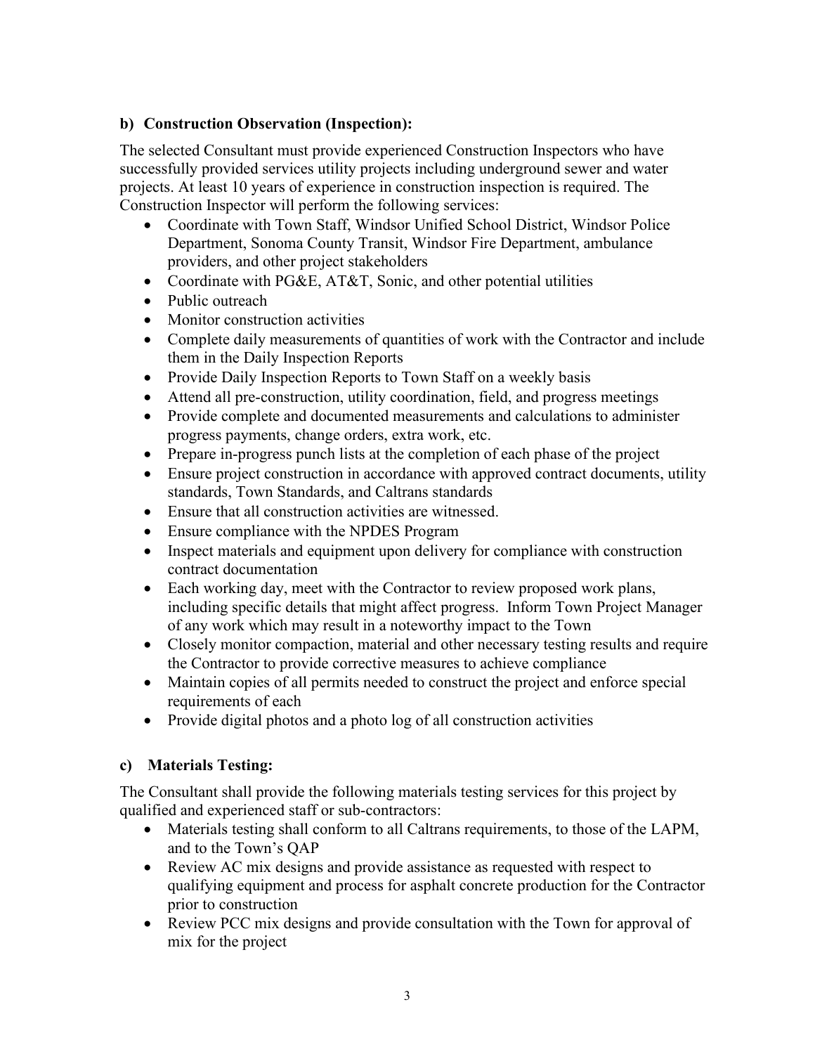**b) Construction Observation (Inspection):**

The selected Consultant must provide experienced Construction Inspectors who have successfully provided services utility projects including underground sewer and water projects. At least 10 years of experience in construction inspection is required. The Construction Inspector will perform the following services:

- Coordinate with Town Staff, Windsor Unified School District, Windsor Police Department, Sonoma County Transit, Windsor Fire Department, ambulance providers, and other project stakeholders
- Coordinate with PG&E, AT&T, Sonic, and other potential utilities
- Public outreach
- Monitor construction activities
- Complete daily measurements of quantities of work with the Contractor and include them in the Daily Inspection Reports
- Provide Daily Inspection Reports to Town Staff on a weekly basis
- Attend all pre-construction, utility coordination, field, and progress meetings
- Provide complete and documented measurements and calculations to administer progress payments, change orders, extra work, etc.
- Prepare in-progress punch lists at the completion of each phase of the project
- Ensure project construction in accordance with approved contract documents, utility standards, Town Standards, and Caltrans standards
- Ensure that all construction activities are witnessed.
- Ensure compliance with the NPDES Program
- Inspect materials and equipment upon delivery for compliance with construction contract documentation
- Each working day, meet with the Contractor to review proposed work plans, including specific details that might affect progress. Inform Town Project Manager of any work which may result in a noteworthy impact to the Town
- Closely monitor compaction, material and other necessary testing results and require the Contractor to provide corrective measures to achieve compliance
- Maintain copies of all permits needed to construct the project and enforce special requirements of each
- Provide digital photos and a photo log of all construction activities

**c) Materials Testing:**

The Consultant shall provide the following materials testing services for this project by qualified and experienced staff or sub-contractors:

- Materials testing shall conform to all Caltrans requirements, to those of the LAPM, and to the Town's QAP
- Review AC mix designs and provide assistance as requested with respect to qualifying equipment and process for asphalt concrete production for the Contractor prior to construction
- Review PCC mix designs and provide consultation with the Town for approval of mix for the project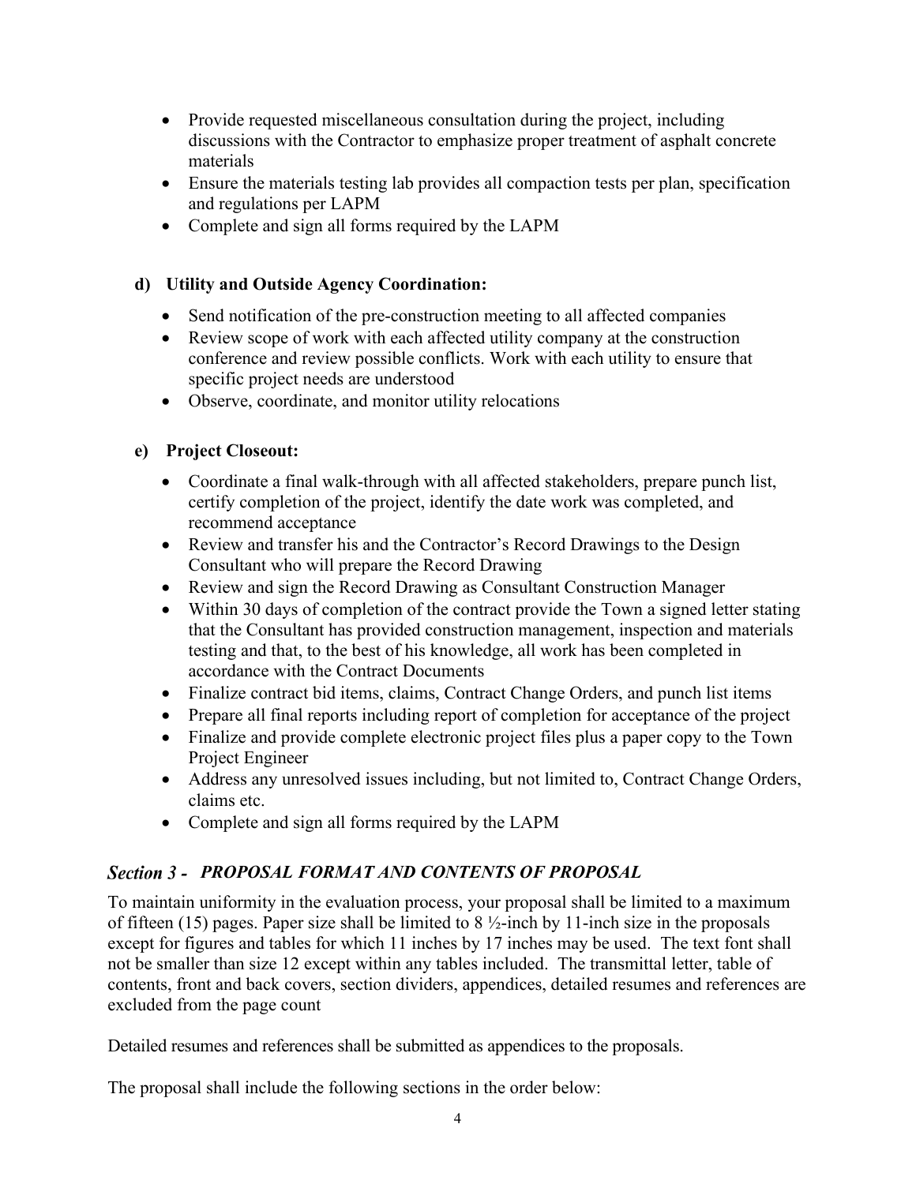- Provide requested miscellaneous consultation during the project, including discussions with the Contractor to emphasize proper treatment of asphalt concrete materials
- Ensure the materials testing lab provides all compaction tests per plan, specification and regulations per LAPM
- Complete and sign all forms required by the LAPM

**d) Utility and Outside Agency Coordination:**

- Send notification of the pre-construction meeting to all affected companies
- Review scope of work with each affected utility company at the construction conference and review possible conflicts. Work with each utility to ensure that specific project needs are understood
- Observe, coordinate, and monitor utility relocations

**e) Project Closeout:**

- Coordinate a final walk-through with all affected stakeholders, prepare punch list, certify completion of the project, identify the date work was completed, and recommend acceptance
- Review and transfer his and the Contractor's Record Drawings to the Design Consultant who will prepare the Record Drawing
- Review and sign the Record Drawing as Consultant Construction Manager
- Within 30 days of completion of the contract provide the Town a signed letter stating that the Consultant has provided construction management, inspection and materials testing and that, to the best of his knowledge, all work has been completed in accordance with the Contract Documents
- Finalize contract bid items, claims, Contract Change Orders, and punch list items
- Prepare all final reports including report of completion for acceptance of the project
- Finalize and provide complete electronic project files plus a paper copy to the Town Project Engineer
- Address any unresolved issues including, but not limited to, Contract Change Orders, claims etc.
- Complete and sign all forms required by the LAPM

## *Section 3 - PROPOSAL FORMAT AND CONTENTS OF PROPOSAL*

To maintain uniformity in the evaluation process, your proposal shall be limited to a maximum of fifteen (15) pages. Paper size shall be limited to 8 ½-inch by 11-inch size in the proposals except for figures and tables for which 11 inches by 17 inches may be used. The text font shall not be smaller than size 12 except within any tables included. The transmittal letter, table of contents, front and back covers, section dividers, appendices, detailed resumes and references are excluded from the page count

Detailed resumes and references shall be submitted as appendices to the proposals.

The proposal shall include the following sections in the order below: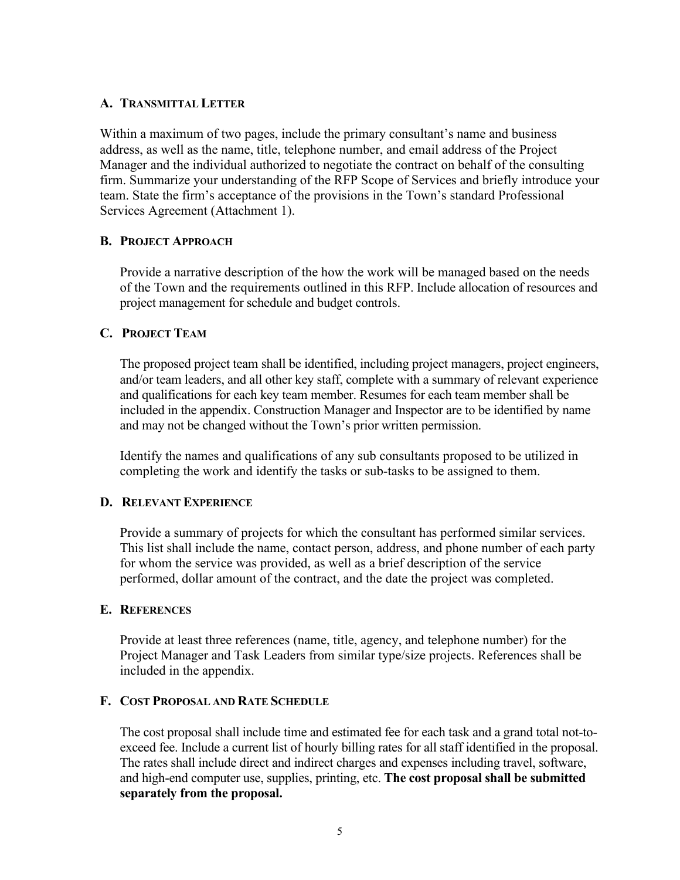### A. Transmittal Letter

Within a maximum of two pages, include the primary consultant's name and business address, as well as the name, title, telephone number, and email address of the Project Manager and the individual authorized to negotiate the contract on behalf of the consulting firm. Summarize your understanding of the RFP Scope of Services and briefly introduce your team. State the firm's acceptance of the provisions in the Town's standard Professional Services Agreement (Attachment 1).

### B. Project Approach

Provide a narrative description of the how the work will be managed based on the needs of the Town and the requirements outlined in this RFP. Include allocation of resources and project management for schedule and budget controls.

### C. Project Team

The proposed project team shall be identified, including project managers, project engineers, and/or team leaders, and all other key staff, complete with a summary of relevant experience and qualifications for each key team member. Resumes for each team member shall be included in the appendix. Construction Manager and Inspector are to be identified by name and may not be changed without the Town's prior written permission.

Identify the names and qualifications of any sub consultants proposed to be utilized in completing the work and identify the tasks or sub-tasks to be assigned to them.

### D. Relevant Experience

Provide a summary of projects for which the consultant has performed similar services. This list shall include the name, contact person, address, and phone number of each party for whom the service was provided, as well as a brief description of the service performed, dollar amount of the contract, and the date the project was completed.

### E. References

Provide at least three references (name, title, agency, and telephone number) for the Project Manager and Task Leaders from similar type/size projects. References shall be included in the appendix.

### F. Cost Proposal and Rate Schedule

The cost proposal shall include time and estimated fee for each task and a grand total not-to-exceed fee. Include a current list of hourly billing rates for all staff identified in the proposal. The rates shall include direct and indirect charges and expenses including travel, software, and high-end computer use, supplies, printing, etc. **The cost proposal shall be submitted separately from the proposal.**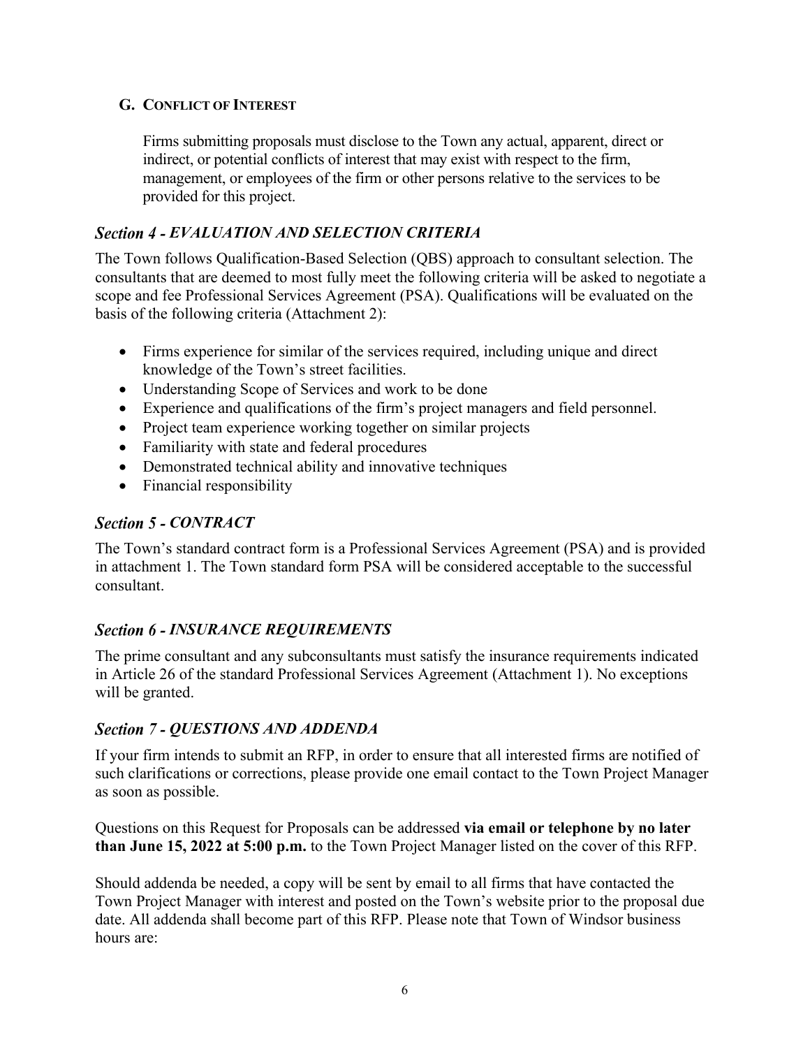### G. CONFLICT OF INTEREST

Firms submitting proposals must disclose to the Town any actual, apparent, direct or indirect, or potential conflicts of interest that may exist with respect to the firm, management, or employees of the firm or other persons relative to the services to be provided for this project.

## *Section 4 - EVALUATION AND SELECTION CRITERIA*

The Town follows Qualification-Based Selection (QBS) approach to consultant selection. The consultants that are deemed to most fully meet the following criteria will be asked to negotiate a scope and fee Professional Services Agreement (PSA). Qualifications will be evaluated on the basis of the following criteria (Attachment 2):

- Firms experience for similar of the services required, including unique and direct knowledge of the Town's street facilities.
- Understanding Scope of Services and work to be done
- Experience and qualifications of the firm's project managers and field personnel.
- Project team experience working together on similar projects
- Familiarity with state and federal procedures
- Demonstrated technical ability and innovative techniques
- Financial responsibility

## *Section 5 - CONTRACT*

The Town's standard contract form is a Professional Services Agreement (PSA) and is provided in attachment 1. The Town standard form PSA will be considered acceptable to the successful consultant.

## *Section 6 - INSURANCE REQUIREMENTS*

The prime consultant and any subconsultants must satisfy the insurance requirements indicated in Article 26 of the standard Professional Services Agreement (Attachment 1). No exceptions will be granted.

## *Section 7 - QUESTIONS AND ADDENDA*

If your firm intends to submit an RFP, in order to ensure that all interested firms are notified of such clarifications or corrections, please provide one email contact to the Town Project Manager as soon as possible.

Questions on this Request for Proposals can be addressed **via email or telephone by no later than June 15, 2022 at 5:00 p.m.** to the Town Project Manager listed on the cover of this RFP.

Should addenda be needed, a copy will be sent by email to all firms that have contacted the Town Project Manager with interest and posted on the Town's website prior to the proposal due date. All addenda shall become part of this RFP. Please note that Town of Windsor business hours are: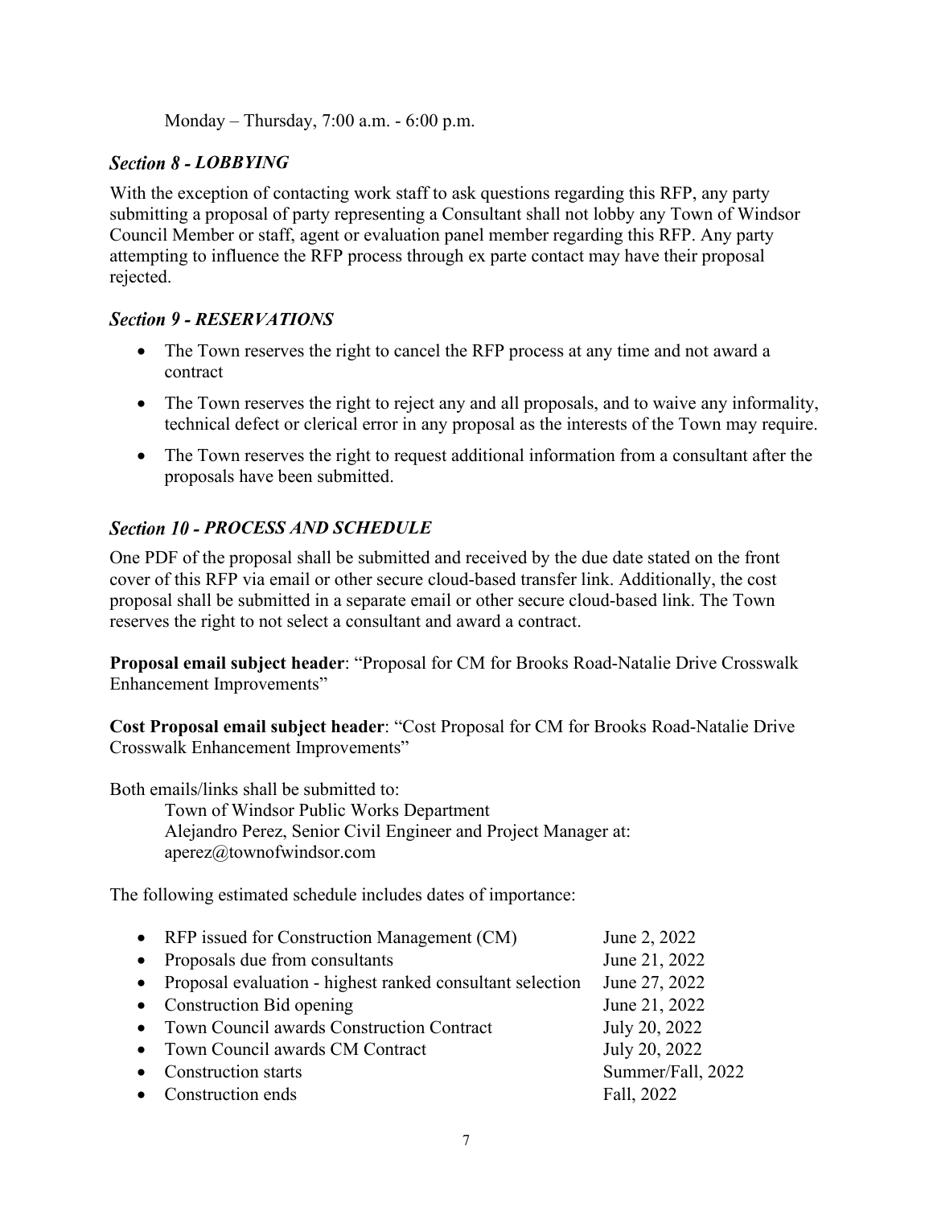Monday – Thursday, 7:00 a.m. - 6:00 p.m.

## *Section 8 - LOBBYING*

With the exception of contacting work staff to ask questions regarding this RFP, any party submitting a proposal of party representing a Consultant shall not lobby any Town of Windsor Council Member or staff, agent or evaluation panel member regarding this RFP. Any party attempting to influence the RFP process through ex parte contact may have their proposal rejected.

## *Section 9 - RESERVATIONS*

- The Town reserves the right to cancel the RFP process at any time and not award a contract
- The Town reserves the right to reject any and all proposals, and to waive any informality, technical defect or clerical error in any proposal as the interests of the Town may require.
- The Town reserves the right to request additional information from a consultant after the proposals have been submitted.

## *Section 10 - PROCESS AND SCHEDULE*

One PDF of the proposal shall be submitted and received by the due date stated on the front cover of this RFP via email or other secure cloud-based transfer link. Additionally, the cost proposal shall be submitted in a separate email or other secure cloud-based link. The Town reserves the right to not select a consultant and award a contract.

**Proposal email subject header**: "Proposal for CM for Brooks Road-Natalie Drive Crosswalk Enhancement Improvements"

**Cost Proposal email subject header**: "Cost Proposal for CM for Brooks Road-Natalie Drive Crosswalk Enhancement Improvements"

Both emails/links shall be submitted to:
Town of Windsor Public Works Department
Alejandro Perez, Senior Civil Engineer and Project Manager at:
aperez@townofwindsor.com

The following estimated schedule includes dates of importance:

- RFP issued for Construction Management (CM) — June 2, 2022
- Proposals due from consultants — June 21, 2022
- Proposal evaluation - highest ranked consultant selection — June 27, 2022
- Construction Bid opening — June 21, 2022
- Town Council awards Construction Contract — July 20, 2022
- Town Council awards CM Contract — July 20, 2022
- Construction starts — Summer/Fall, 2022
- Construction ends — Fall, 2022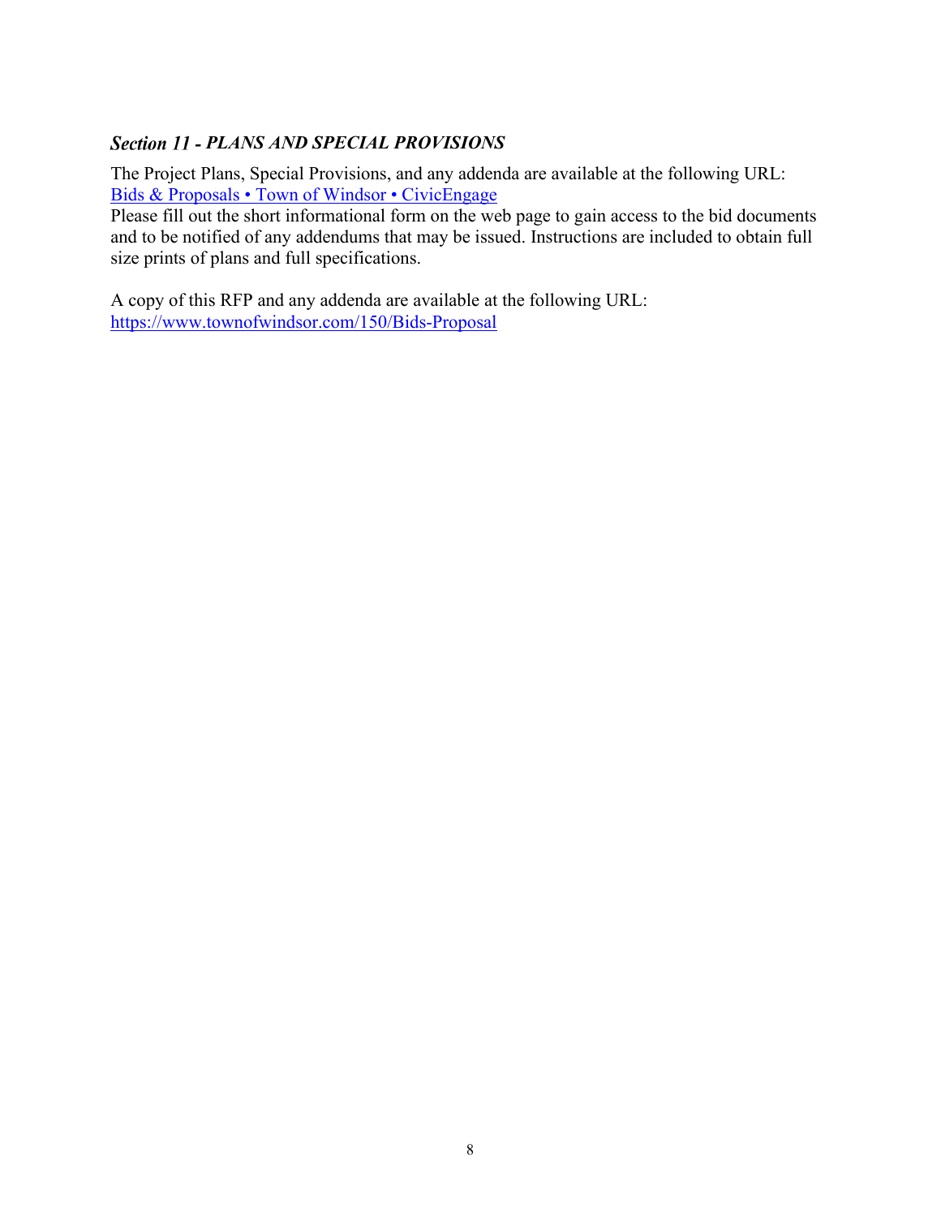### *Section 11 - PLANS AND SPECIAL PROVISIONS*

The Project Plans, Special Provisions, and any addenda are available at the following URL: [Bids & Proposals • Town of Windsor • CivicEngage](https://www.townofwindsor.com/150/Bids-Proposal)
Please fill out the short informational form on the web page to gain access to the bid documents and to be notified of any addendums that may be issued. Instructions are included to obtain full size prints of plans and full specifications.

A copy of this RFP and any addenda are available at the following URL:
https://www.townofwindsor.com/150/Bids-Proposal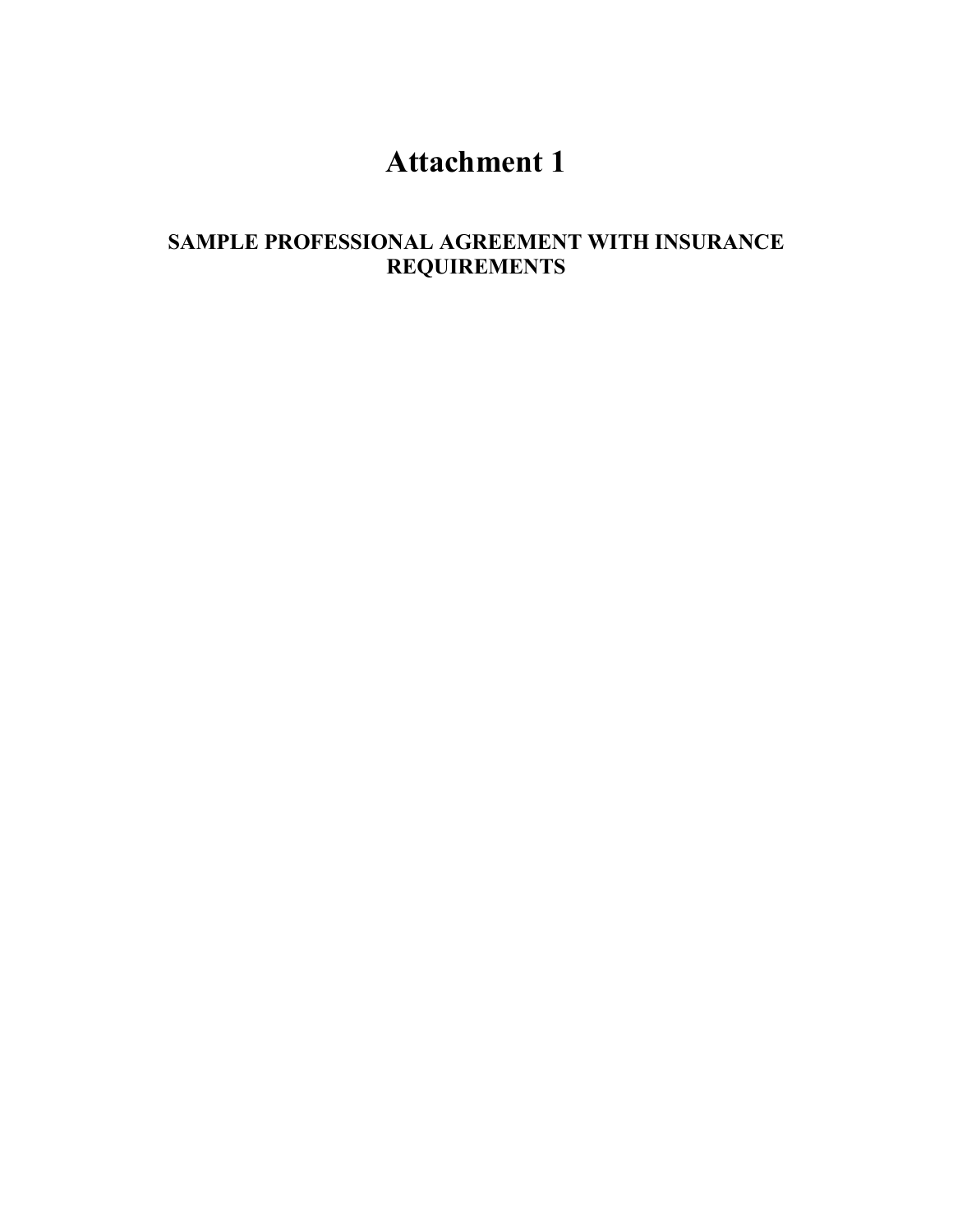# Attachment 1

## SAMPLE PROFESSIONAL AGREEMENT WITH INSURANCE REQUIREMENTS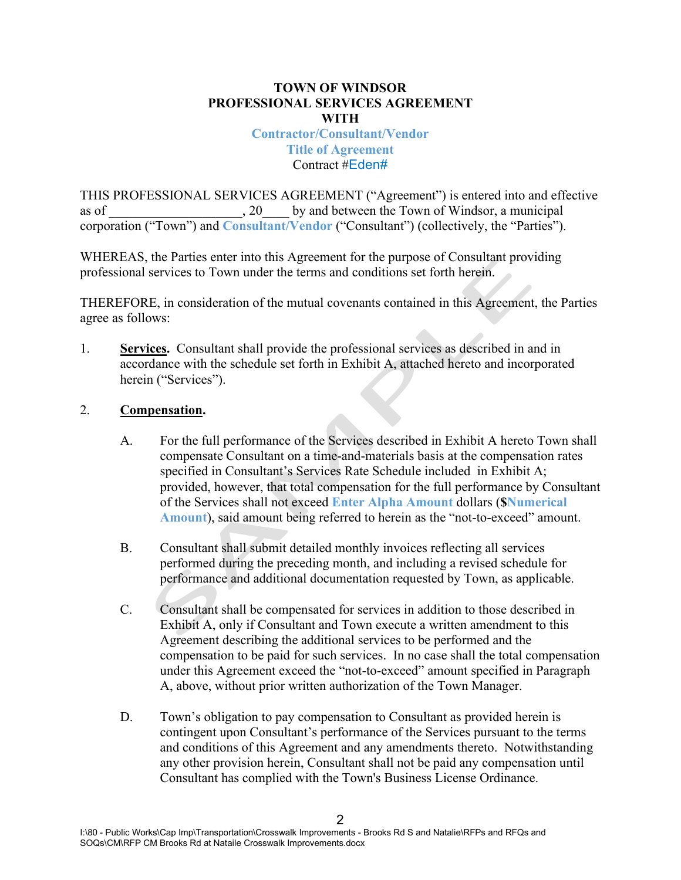**TOWN OF WINDSOR**
**PROFESSIONAL SERVICES AGREEMENT**
**WITH**
**Contractor/Consultant/Vendor**
**Title of Agreement**
Contract #Eden#

THIS PROFESSIONAL SERVICES AGREEMENT ("Agreement") is entered into and effective as of ___________________, 20____ by and between the Town of Windsor, a municipal corporation ("Town") and **Consultant/Vendor** ("Consultant") (collectively, the "Parties").

WHEREAS, the Parties enter into this Agreement for the purpose of Consultant providing professional services to Town under the terms and conditions set forth herein.

THEREFORE, in consideration of the mutual covenants contained in this Agreement, the Parties agree as follows:

1. **Services.** Consultant shall provide the professional services as described in and in accordance with the schedule set forth in Exhibit A, attached hereto and incorporated herein ("Services").

2. **Compensation.**

   A. For the full performance of the Services described in Exhibit A hereto Town shall compensate Consultant on a time-and-materials basis at the compensation rates specified in Consultant's Services Rate Schedule included in Exhibit A; provided, however, that total compensation for the full performance by Consultant of the Services shall not exceed **Enter Alpha Amount** dollars (**$Numerical Amount**), said amount being referred to herein as the "not-to-exceed" amount.

   B. Consultant shall submit detailed monthly invoices reflecting all services performed during the preceding month, and including a revised schedule for performance and additional documentation requested by Town, as applicable.

   C. Consultant shall be compensated for services in addition to those described in Exhibit A, only if Consultant and Town execute a written amendment to this Agreement describing the additional services to be performed and the compensation to be paid for such services. In no case shall the total compensation under this Agreement exceed the "not-to-exceed" amount specified in Paragraph A, above, without prior written authorization of the Town Manager.

   D. Town's obligation to pay compensation to Consultant as provided herein is contingent upon Consultant's performance of the Services pursuant to the terms and conditions of this Agreement and any amendments thereto. Notwithstanding any other provision herein, Consultant shall not be paid any compensation until Consultant has complied with the Town's Business License Ordinance.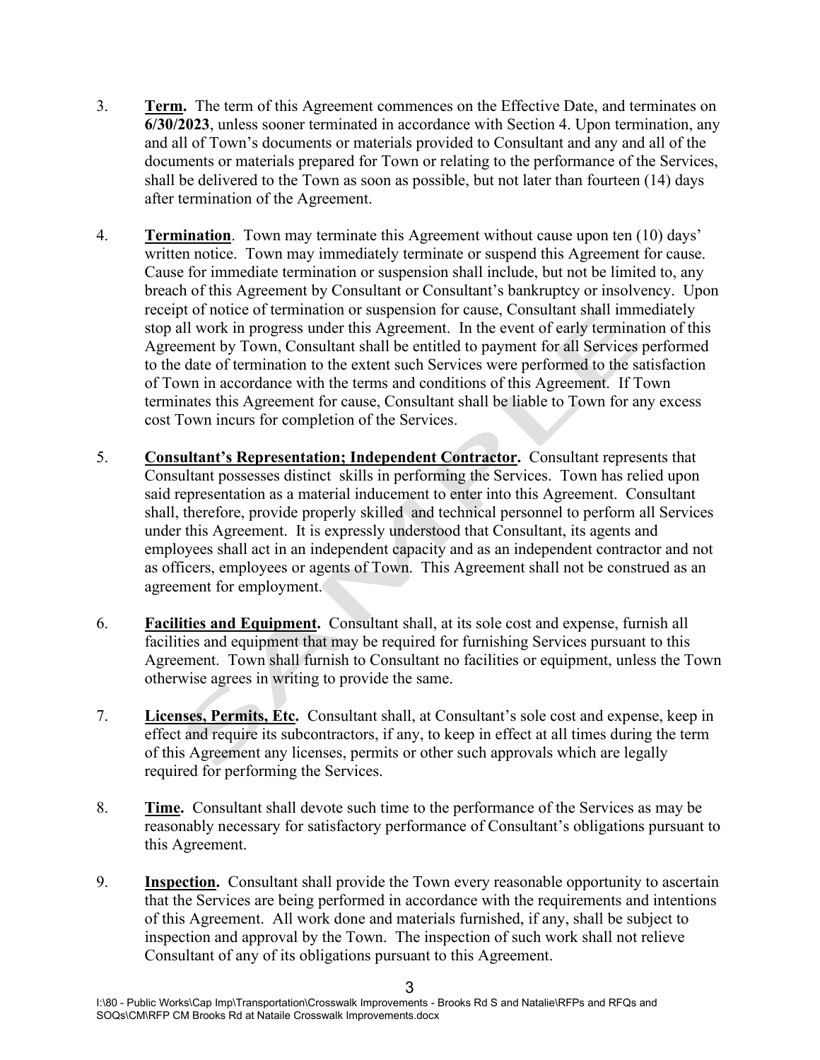3. **Term.** The term of this Agreement commences on the Effective Date, and terminates on **6/30/2023**, unless sooner terminated in accordance with Section 4. Upon termination, any and all of Town's documents or materials provided to Consultant and any and all of the documents or materials prepared for Town or relating to the performance of the Services, shall be delivered to the Town as soon as possible, but not later than fourteen (14) days after termination of the Agreement.

4. **Termination**. Town may terminate this Agreement without cause upon ten (10) days' written notice. Town may immediately terminate or suspend this Agreement for cause. Cause for immediate termination or suspension shall include, but not be limited to, any breach of this Agreement by Consultant or Consultant's bankruptcy or insolvency. Upon receipt of notice of termination or suspension for cause, Consultant shall immediately stop all work in progress under this Agreement. In the event of early termination of this Agreement by Town, Consultant shall be entitled to payment for all Services performed to the date of termination to the extent such Services were performed to the satisfaction of Town in accordance with the terms and conditions of this Agreement. If Town terminates this Agreement for cause, Consultant shall be liable to Town for any excess cost Town incurs for completion of the Services.

5. **Consultant's Representation; Independent Contractor.** Consultant represents that Consultant possesses distinct skills in performing the Services. Town has relied upon said representation as a material inducement to enter into this Agreement. Consultant shall, therefore, provide properly skilled and technical personnel to perform all Services under this Agreement. It is expressly understood that Consultant, its agents and employees shall act in an independent capacity and as an independent contractor and not as officers, employees or agents of Town. This Agreement shall not be construed as an agreement for employment.

6. **Facilities and Equipment.** Consultant shall, at its sole cost and expense, furnish all facilities and equipment that may be required for furnishing Services pursuant to this Agreement. Town shall furnish to Consultant no facilities or equipment, unless the Town otherwise agrees in writing to provide the same.

7. **Licenses, Permits, Etc.** Consultant shall, at Consultant's sole cost and expense, keep in effect and require its subcontractors, if any, to keep in effect at all times during the term of this Agreement any licenses, permits or other such approvals which are legally required for performing the Services.

8. **Time.** Consultant shall devote such time to the performance of the Services as may be reasonably necessary for satisfactory performance of Consultant's obligations pursuant to this Agreement.

9. **Inspection.** Consultant shall provide the Town every reasonable opportunity to ascertain that the Services are being performed in accordance with the requirements and intentions of this Agreement. All work done and materials furnished, if any, shall be subject to inspection and approval by the Town. The inspection of such work shall not relieve Consultant of any of its obligations pursuant to this Agreement.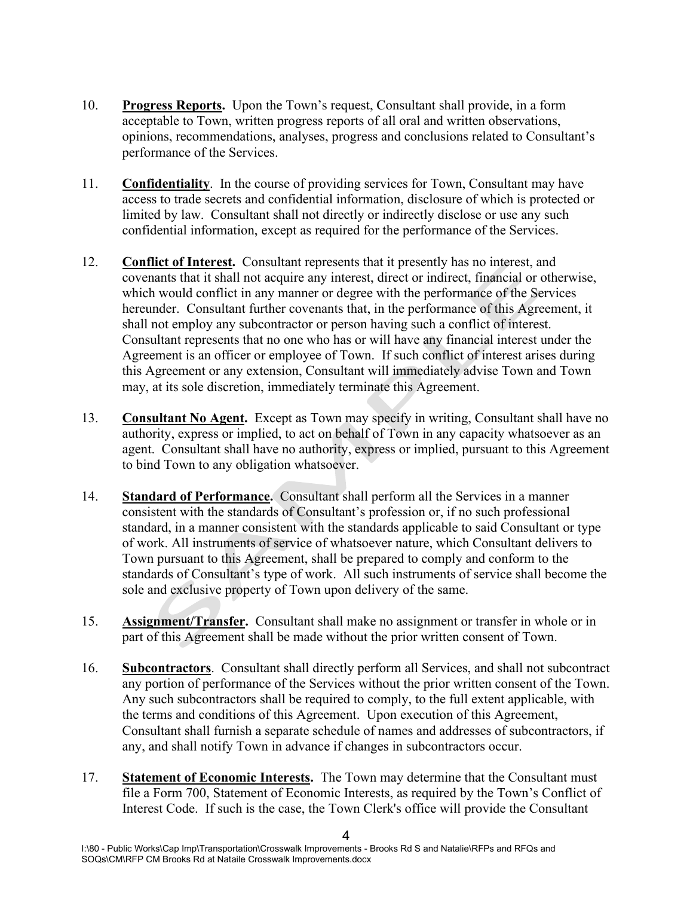10. **Progress Reports.** Upon the Town's request, Consultant shall provide, in a form acceptable to Town, written progress reports of all oral and written observations, opinions, recommendations, analyses, progress and conclusions related to Consultant's performance of the Services.

11. **Confidentiality**. In the course of providing services for Town, Consultant may have access to trade secrets and confidential information, disclosure of which is protected or limited by law. Consultant shall not directly or indirectly disclose or use any such confidential information, except as required for the performance of the Services.

12. **Conflict of Interest.** Consultant represents that it presently has no interest, and covenants that it shall not acquire any interest, direct or indirect, financial or otherwise, which would conflict in any manner or degree with the performance of the Services hereunder. Consultant further covenants that, in the performance of this Agreement, it shall not employ any subcontractor or person having such a conflict of interest. Consultant represents that no one who has or will have any financial interest under the Agreement is an officer or employee of Town. If such conflict of interest arises during this Agreement or any extension, Consultant will immediately advise Town and Town may, at its sole discretion, immediately terminate this Agreement.

13. **Consultant No Agent.** Except as Town may specify in writing, Consultant shall have no authority, express or implied, to act on behalf of Town in any capacity whatsoever as an agent. Consultant shall have no authority, express or implied, pursuant to this Agreement to bind Town to any obligation whatsoever.

14. **Standard of Performance.** Consultant shall perform all the Services in a manner consistent with the standards of Consultant's profession or, if no such professional standard, in a manner consistent with the standards applicable to said Consultant or type of work. All instruments of service of whatsoever nature, which Consultant delivers to Town pursuant to this Agreement, shall be prepared to comply and conform to the standards of Consultant's type of work. All such instruments of service shall become the sole and exclusive property of Town upon delivery of the same.

15. **Assignment/Transfer.** Consultant shall make no assignment or transfer in whole or in part of this Agreement shall be made without the prior written consent of Town.

16. **Subcontractors**. Consultant shall directly perform all Services, and shall not subcontract any portion of performance of the Services without the prior written consent of the Town. Any such subcontractors shall be required to comply, to the full extent applicable, with the terms and conditions of this Agreement. Upon execution of this Agreement, Consultant shall furnish a separate schedule of names and addresses of subcontractors, if any, and shall notify Town in advance if changes in subcontractors occur.

17. **Statement of Economic Interests.** The Town may determine that the Consultant must file a Form 700, Statement of Economic Interests, as required by the Town's Conflict of Interest Code. If such is the case, the Town Clerk's office will provide the Consultant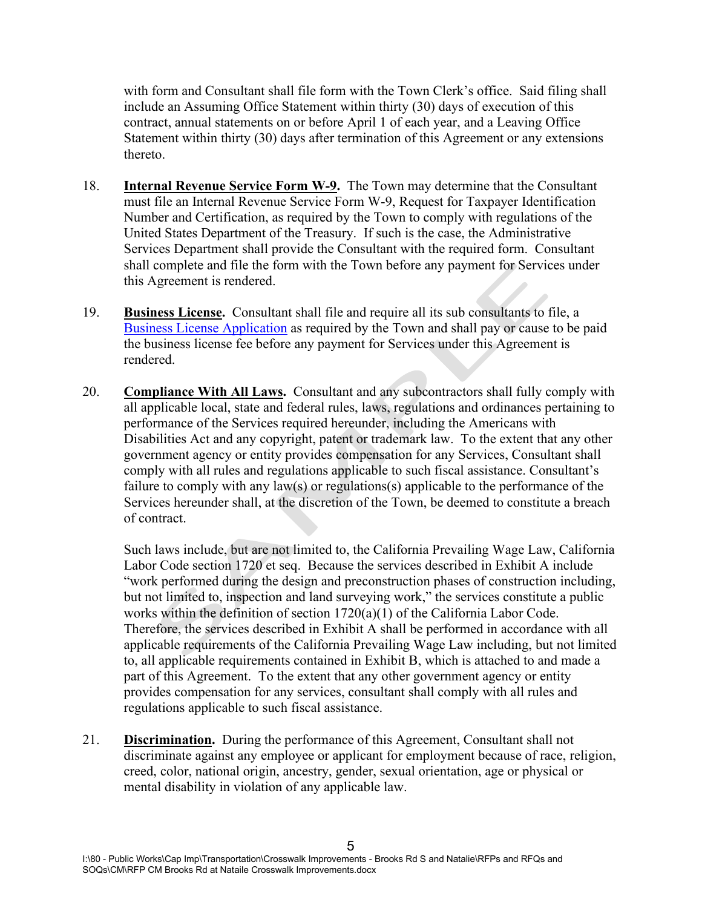with form and Consultant shall file form with the Town Clerk's office. Said filing shall include an Assuming Office Statement within thirty (30) days of execution of this contract, annual statements on or before April 1 of each year, and a Leaving Office Statement within thirty (30) days after termination of this Agreement or any extensions thereto.

18. **Internal Revenue Service Form W-9.** The Town may determine that the Consultant must file an Internal Revenue Service Form W-9, Request for Taxpayer Identification Number and Certification, as required by the Town to comply with regulations of the United States Department of the Treasury. If such is the case, the Administrative Services Department shall provide the Consultant with the required form. Consultant shall complete and file the form with the Town before any payment for Services under this Agreement is rendered.

19. **Business License.** Consultant shall file and require all its sub consultants to file, a Business License Application as required by the Town and shall pay or cause to be paid the business license fee before any payment for Services under this Agreement is rendered.

20. **Compliance With All Laws.** Consultant and any subcontractors shall fully comply with all applicable local, state and federal rules, laws, regulations and ordinances pertaining to performance of the Services required hereunder, including the Americans with Disabilities Act and any copyright, patent or trademark law. To the extent that any other government agency or entity provides compensation for any Services, Consultant shall comply with all rules and regulations applicable to such fiscal assistance. Consultant's failure to comply with any law(s) or regulations(s) applicable to the performance of the Services hereunder shall, at the discretion of the Town, be deemed to constitute a breach of contract.

    Such laws include, but are not limited to, the California Prevailing Wage Law, California Labor Code section 1720 et seq. Because the services described in Exhibit A include "work performed during the design and preconstruction phases of construction including, but not limited to, inspection and land surveying work," the services constitute a public works within the definition of section 1720(a)(1) of the California Labor Code. Therefore, the services described in Exhibit A shall be performed in accordance with all applicable requirements of the California Prevailing Wage Law including, but not limited to, all applicable requirements contained in Exhibit B, which is attached to and made a part of this Agreement. To the extent that any other government agency or entity provides compensation for any services, consultant shall comply with all rules and regulations applicable to such fiscal assistance.

21. **Discrimination.** During the performance of this Agreement, Consultant shall not discriminate against any employee or applicant for employment because of race, religion, creed, color, national origin, ancestry, gender, sexual orientation, age or physical or mental disability in violation of any applicable law.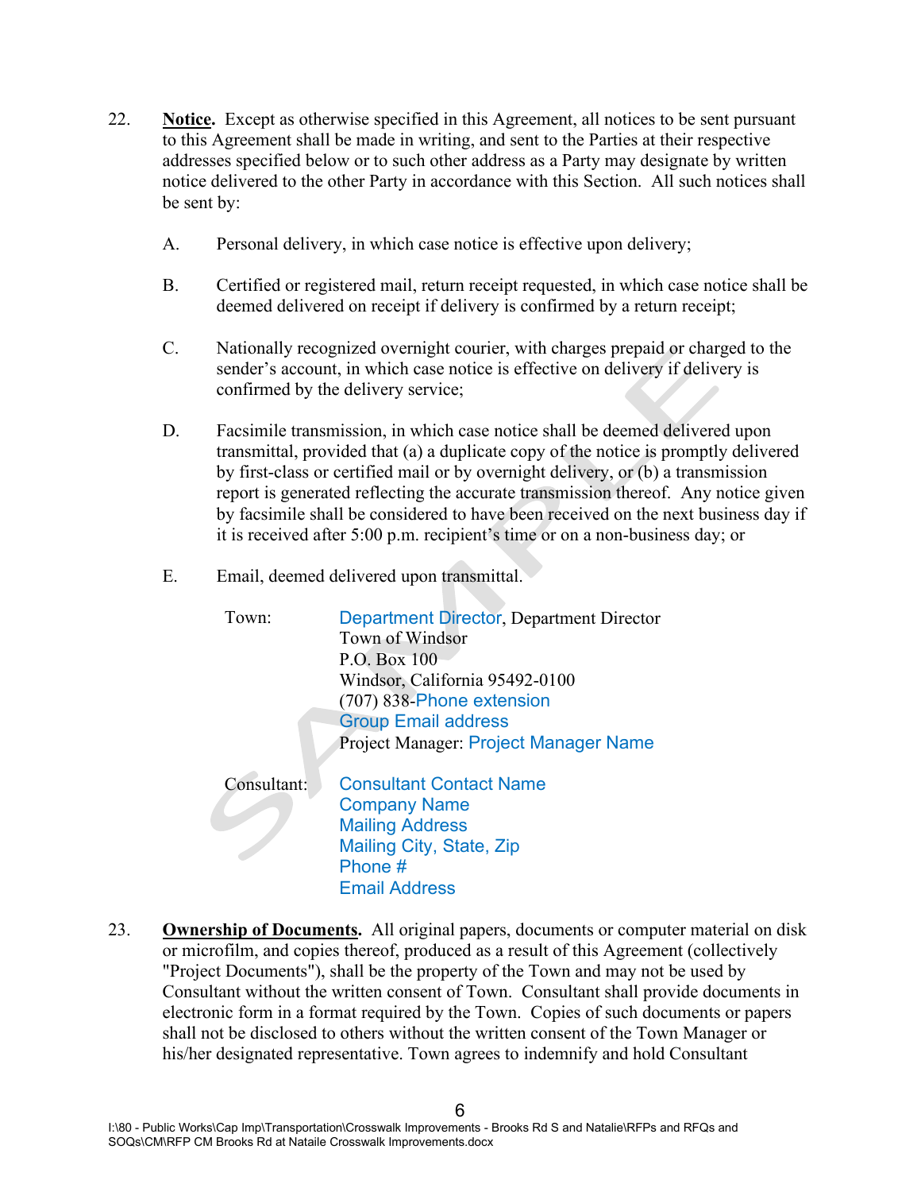22. **Notice.** Except as otherwise specified in this Agreement, all notices to be sent pursuant to this Agreement shall be made in writing, and sent to the Parties at their respective addresses specified below or to such other address as a Party may designate by written notice delivered to the other Party in accordance with this Section. All such notices shall be sent by:

    A. Personal delivery, in which case notice is effective upon delivery;

    B. Certified or registered mail, return receipt requested, in which case notice shall be deemed delivered on receipt if delivery is confirmed by a return receipt;

    C. Nationally recognized overnight courier, with charges prepaid or charged to the sender's account, in which case notice is effective on delivery if delivery is confirmed by the delivery service;

    D. Facsimile transmission, in which case notice shall be deemed delivered upon transmittal, provided that (a) a duplicate copy of the notice is promptly delivered by first-class or certified mail or by overnight delivery, or (b) a transmission report is generated reflecting the accurate transmission thereof. Any notice given by facsimile shall be considered to have been received on the next business day if it is received after 5:00 p.m. recipient's time or on a non-business day; or

    E. Email, deemed delivered upon transmittal.

| | |
|---|---|
| Town: | Department Director, Department Director<br>Town of Windsor<br>P.O. Box 100<br>Windsor, California 95492-0100<br>(707) 838-Phone extension<br>Group Email address<br>Project Manager: Project Manager Name |
| Consultant: | Consultant Contact Name<br>Company Name<br>Mailing Address<br>Mailing City, State, Zip<br>Phone #<br>Email Address |

23. **Ownership of Documents.** All original papers, documents or computer material on disk or microfilm, and copies thereof, produced as a result of this Agreement (collectively "Project Documents"), shall be the property of the Town and may not be used by Consultant without the written consent of Town. Consultant shall provide documents in electronic form in a format required by the Town. Copies of such documents or papers shall not be disclosed to others without the written consent of the Town Manager or his/her designated representative. Town agrees to indemnify and hold Consultant

I:\80 - Public Works\Cap Imp\Transportation\Crosswalk Improvements - Brooks Rd S and Natalie\RFPs and RFQs and SOQs\CM\RFP CM Brooks Rd at Nataile Crosswalk Improvements.docx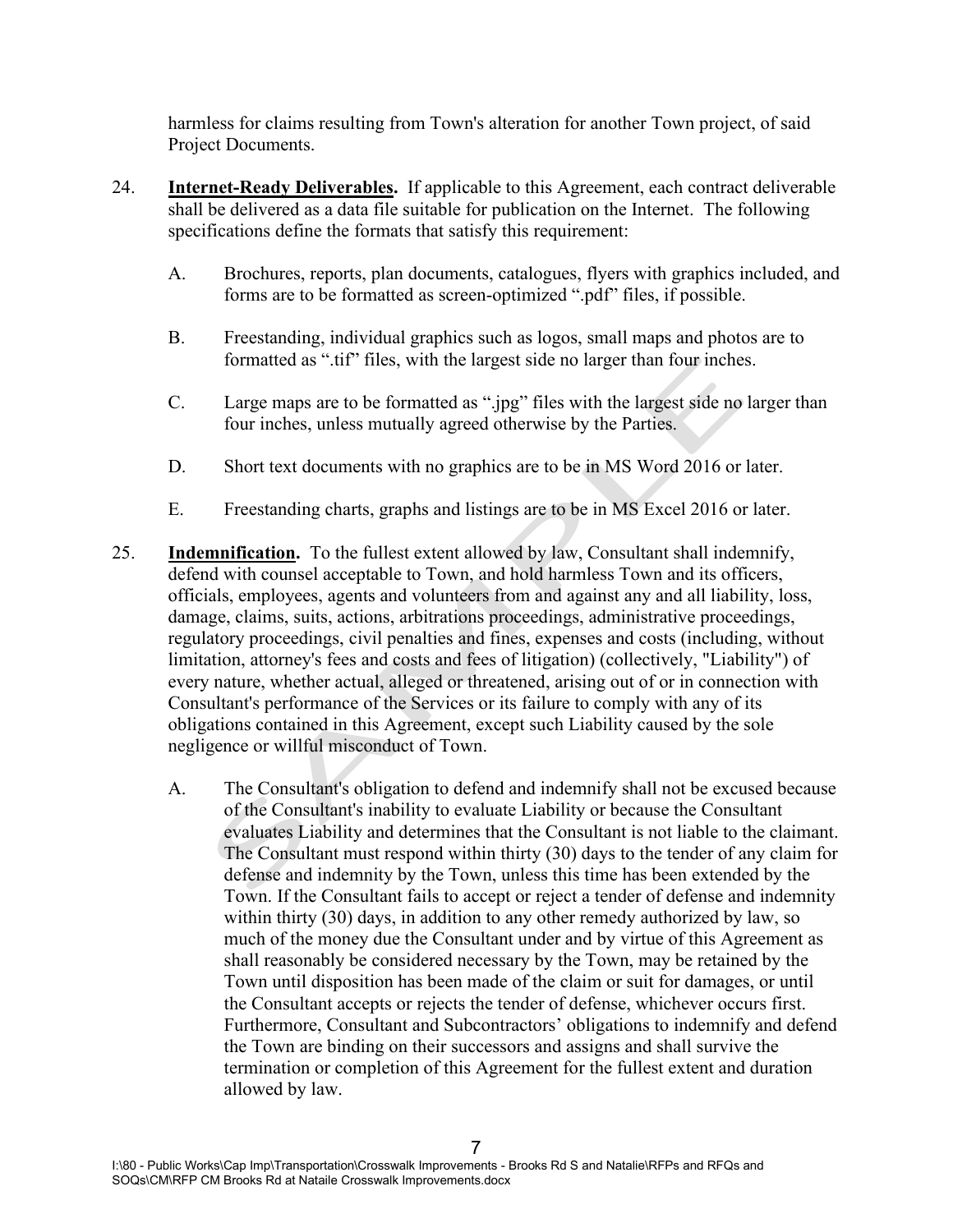harmless for claims resulting from Town's alteration for another Town project, of said Project Documents.

24. **Internet-Ready Deliverables.** If applicable to this Agreement, each contract deliverable shall be delivered as a data file suitable for publication on the Internet. The following specifications define the formats that satisfy this requirement:

    A. Brochures, reports, plan documents, catalogues, flyers with graphics included, and forms are to be formatted as screen-optimized ".pdf" files, if possible.

    B. Freestanding, individual graphics such as logos, small maps and photos are to formatted as ".tif" files, with the largest side no larger than four inches.

    C. Large maps are to be formatted as ".jpg" files with the largest side no larger than four inches, unless mutually agreed otherwise by the Parties.

    D. Short text documents with no graphics are to be in MS Word 2016 or later.

    E. Freestanding charts, graphs and listings are to be in MS Excel 2016 or later.

25. **Indemnification.** To the fullest extent allowed by law, Consultant shall indemnify, defend with counsel acceptable to Town, and hold harmless Town and its officers, officials, employees, agents and volunteers from and against any and all liability, loss, damage, claims, suits, actions, arbitrations proceedings, administrative proceedings, regulatory proceedings, civil penalties and fines, expenses and costs (including, without limitation, attorney's fees and costs and fees of litigation) (collectively, "Liability") of every nature, whether actual, alleged or threatened, arising out of or in connection with Consultant's performance of the Services or its failure to comply with any of its obligations contained in this Agreement, except such Liability caused by the sole negligence or willful misconduct of Town.

    A. The Consultant's obligation to defend and indemnify shall not be excused because of the Consultant's inability to evaluate Liability or because the Consultant evaluates Liability and determines that the Consultant is not liable to the claimant. The Consultant must respond within thirty (30) days to the tender of any claim for defense and indemnity by the Town, unless this time has been extended by the Town. If the Consultant fails to accept or reject a tender of defense and indemnity within thirty (30) days, in addition to any other remedy authorized by law, so much of the money due the Consultant under and by virtue of this Agreement as shall reasonably be considered necessary by the Town, may be retained by the Town until disposition has been made of the claim or suit for damages, or until the Consultant accepts or rejects the tender of defense, whichever occurs first. Furthermore, Consultant and Subcontractors' obligations to indemnify and defend the Town are binding on their successors and assigns and shall survive the termination or completion of this Agreement for the fullest extent and duration allowed by law.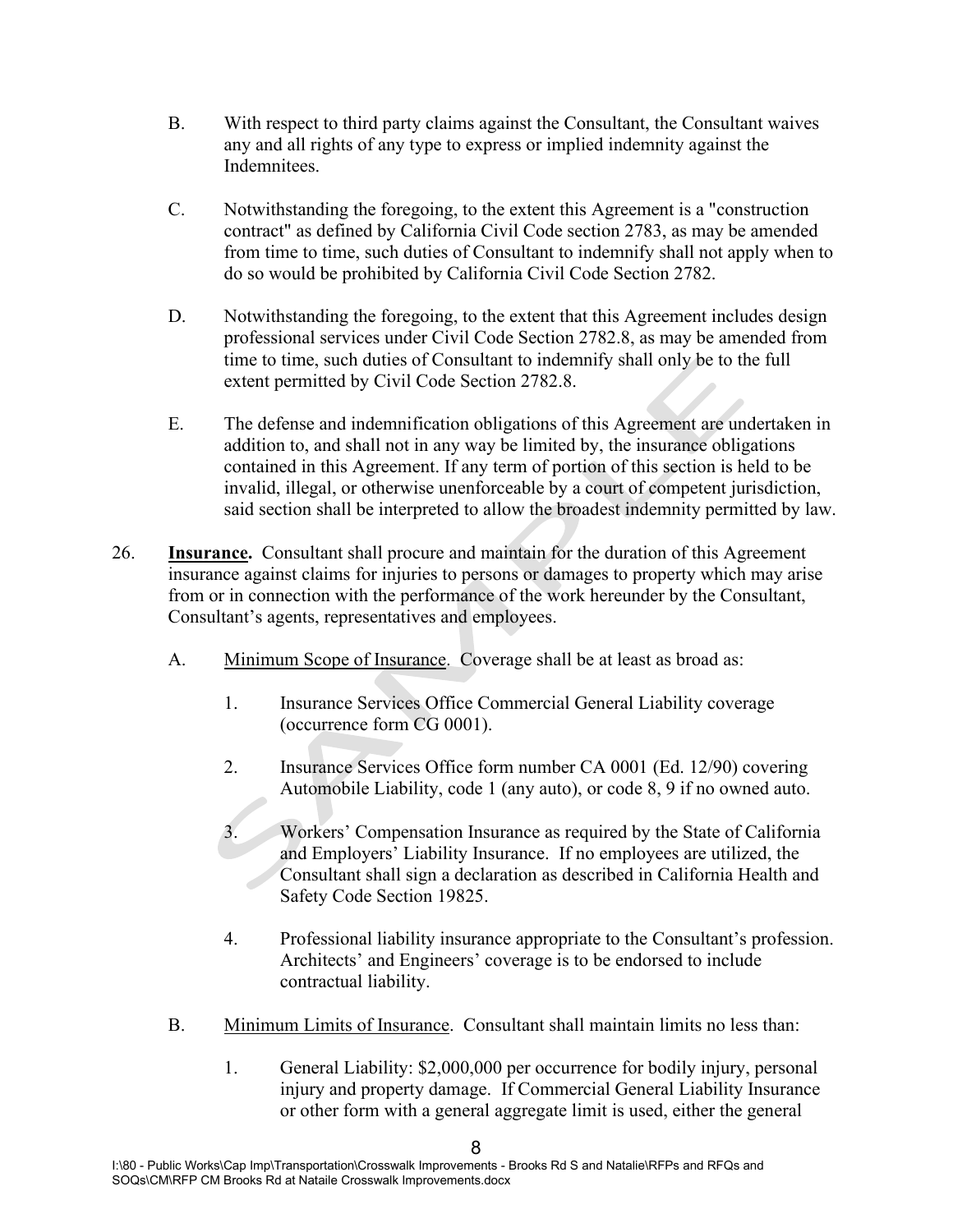B. With respect to third party claims against the Consultant, the Consultant waives any and all rights of any type to express or implied indemnity against the Indemnitees.

C. Notwithstanding the foregoing, to the extent this Agreement is a "construction contract" as defined by California Civil Code section 2783, as may be amended from time to time, such duties of Consultant to indemnify shall not apply when to do so would be prohibited by California Civil Code Section 2782.

D. Notwithstanding the foregoing, to the extent that this Agreement includes design professional services under Civil Code Section 2782.8, as may be amended from time to time, such duties of Consultant to indemnify shall only be to the full extent permitted by Civil Code Section 2782.8.

E. The defense and indemnification obligations of this Agreement are undertaken in addition to, and shall not in any way be limited by, the insurance obligations contained in this Agreement. If any term of portion of this section is held to be invalid, illegal, or otherwise unenforceable by a court of competent jurisdiction, said section shall be interpreted to allow the broadest indemnity permitted by law.

26. **Insurance.** Consultant shall procure and maintain for the duration of this Agreement insurance against claims for injuries to persons or damages to property which may arise from or in connection with the performance of the work hereunder by the Consultant, Consultant's agents, representatives and employees.

A. Minimum Scope of Insurance. Coverage shall be at least as broad as:

1. Insurance Services Office Commercial General Liability coverage (occurrence form CG 0001).

2. Insurance Services Office form number CA 0001 (Ed. 12/90) covering Automobile Liability, code 1 (any auto), or code 8, 9 if no owned auto.

3. Workers' Compensation Insurance as required by the State of California and Employers' Liability Insurance. If no employees are utilized, the Consultant shall sign a declaration as described in California Health and Safety Code Section 19825.

4. Professional liability insurance appropriate to the Consultant's profession. Architects' and Engineers' coverage is to be endorsed to include contractual liability.

B. Minimum Limits of Insurance. Consultant shall maintain limits no less than:

1. General Liability: $2,000,000 per occurrence for bodily injury, personal injury and property damage. If Commercial General Liability Insurance or other form with a general aggregate limit is used, either the general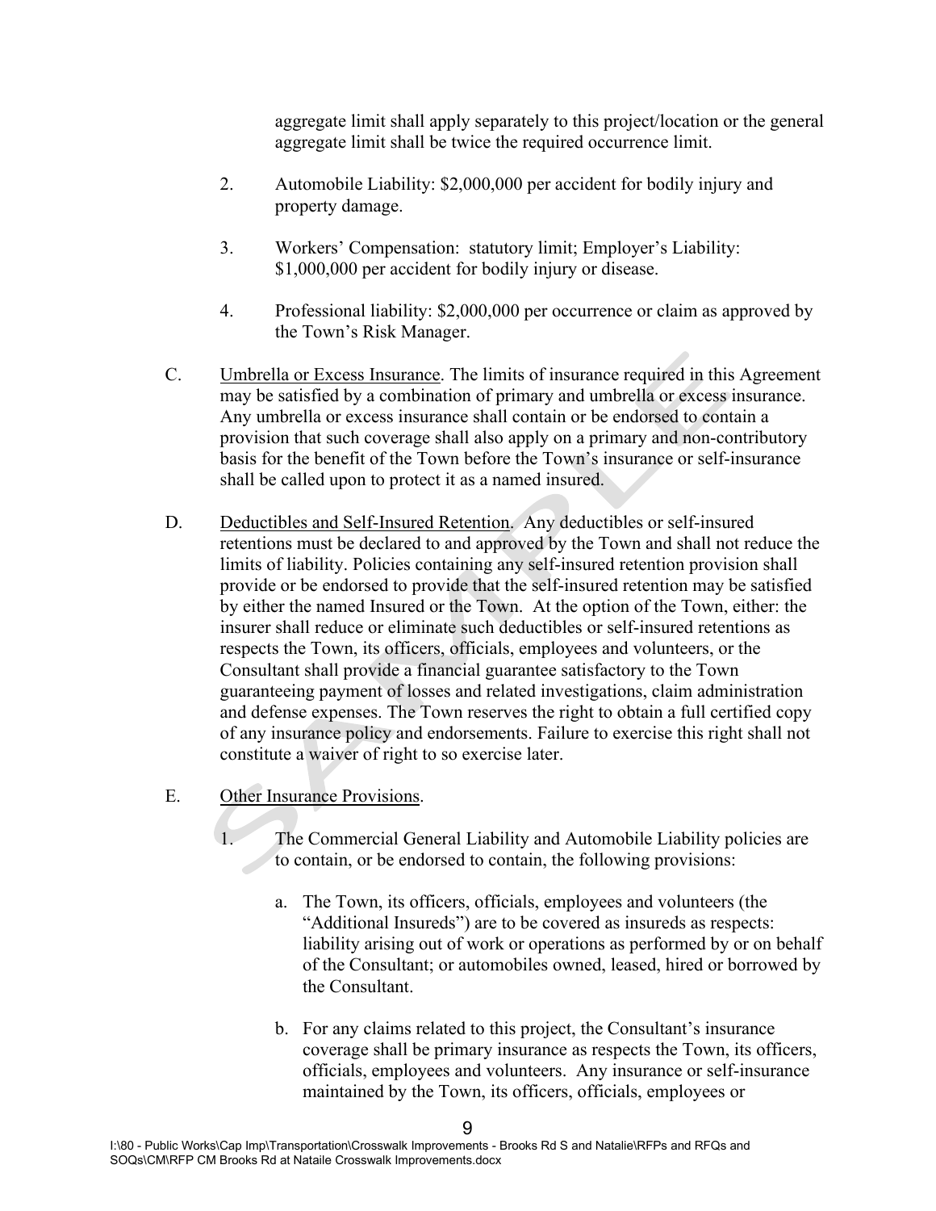aggregate limit shall apply separately to this project/location or the general aggregate limit shall be twice the required occurrence limit.

2. Automobile Liability: $2,000,000 per accident for bodily injury and property damage.

3. Workers' Compensation: statutory limit; Employer's Liability: $1,000,000 per accident for bodily injury or disease.

4. Professional liability: $2,000,000 per occurrence or claim as approved by the Town's Risk Manager.

C. Umbrella or Excess Insurance. The limits of insurance required in this Agreement may be satisfied by a combination of primary and umbrella or excess insurance. Any umbrella or excess insurance shall contain or be endorsed to contain a provision that such coverage shall also apply on a primary and non-contributory basis for the benefit of the Town before the Town's insurance or self-insurance shall be called upon to protect it as a named insured.

D. Deductibles and Self-Insured Retention. Any deductibles or self-insured retentions must be declared to and approved by the Town and shall not reduce the limits of liability. Policies containing any self-insured retention provision shall provide or be endorsed to provide that the self-insured retention may be satisfied by either the named Insured or the Town. At the option of the Town, either: the insurer shall reduce or eliminate such deductibles or self-insured retentions as respects the Town, its officers, officials, employees and volunteers, or the Consultant shall provide a financial guarantee satisfactory to the Town guaranteeing payment of losses and related investigations, claim administration and defense expenses. The Town reserves the right to obtain a full certified copy of any insurance policy and endorsements. Failure to exercise this right shall not constitute a waiver of right to so exercise later.

E. Other Insurance Provisions.

1. The Commercial General Liability and Automobile Liability policies are to contain, or be endorsed to contain, the following provisions:

   a. The Town, its officers, officials, employees and volunteers (the "Additional Insureds") are to be covered as insureds as respects: liability arising out of work or operations as performed by or on behalf of the Consultant; or automobiles owned, leased, hired or borrowed by the Consultant.

   b. For any claims related to this project, the Consultant's insurance coverage shall be primary insurance as respects the Town, its officers, officials, employees and volunteers. Any insurance or self-insurance maintained by the Town, its officers, officials, employees or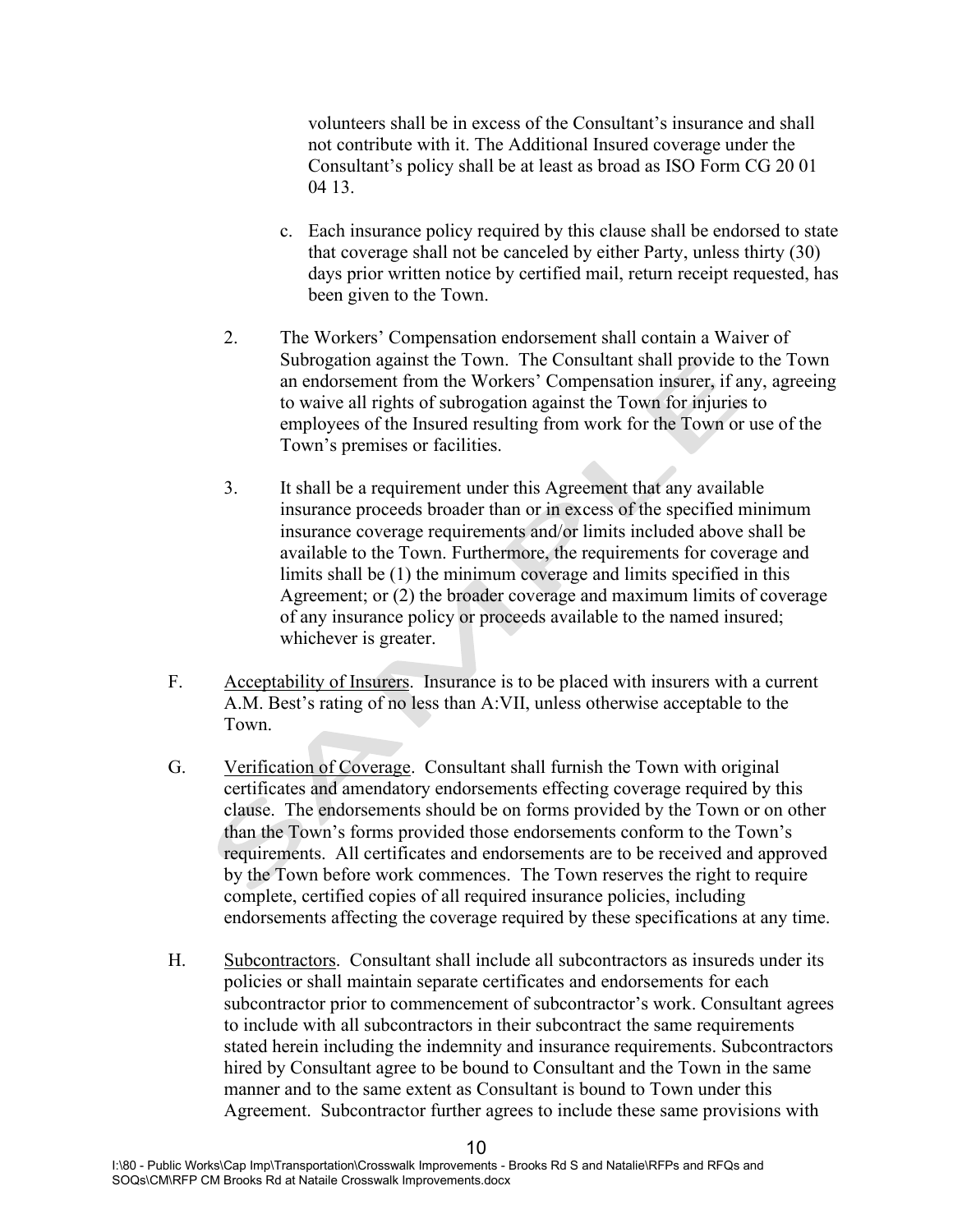volunteers shall be in excess of the Consultant's insurance and shall not contribute with it. The Additional Insured coverage under the Consultant's policy shall be at least as broad as ISO Form CG 20 01 04 13.

c. Each insurance policy required by this clause shall be endorsed to state that coverage shall not be canceled by either Party, unless thirty (30) days prior written notice by certified mail, return receipt requested, has been given to the Town.

2. The Workers' Compensation endorsement shall contain a Waiver of Subrogation against the Town. The Consultant shall provide to the Town an endorsement from the Workers' Compensation insurer, if any, agreeing to waive all rights of subrogation against the Town for injuries to employees of the Insured resulting from work for the Town or use of the Town's premises or facilities.

3. It shall be a requirement under this Agreement that any available insurance proceeds broader than or in excess of the specified minimum insurance coverage requirements and/or limits included above shall be available to the Town. Furthermore, the requirements for coverage and limits shall be (1) the minimum coverage and limits specified in this Agreement; or (2) the broader coverage and maximum limits of coverage of any insurance policy or proceeds available to the named insured; whichever is greater.

F. Acceptability of Insurers. Insurance is to be placed with insurers with a current A.M. Best's rating of no less than A:VII, unless otherwise acceptable to the Town.

G. Verification of Coverage. Consultant shall furnish the Town with original certificates and amendatory endorsements effecting coverage required by this clause. The endorsements should be on forms provided by the Town or on other than the Town's forms provided those endorsements conform to the Town's requirements. All certificates and endorsements are to be received and approved by the Town before work commences. The Town reserves the right to require complete, certified copies of all required insurance policies, including endorsements affecting the coverage required by these specifications at any time.

H. Subcontractors. Consultant shall include all subcontractors as insureds under its policies or shall maintain separate certificates and endorsements for each subcontractor prior to commencement of subcontractor's work. Consultant agrees to include with all subcontractors in their subcontract the same requirements stated herein including the indemnity and insurance requirements. Subcontractors hired by Consultant agree to be bound to Consultant and the Town in the same manner and to the same extent as Consultant is bound to Town under this Agreement. Subcontractor further agrees to include these same provisions with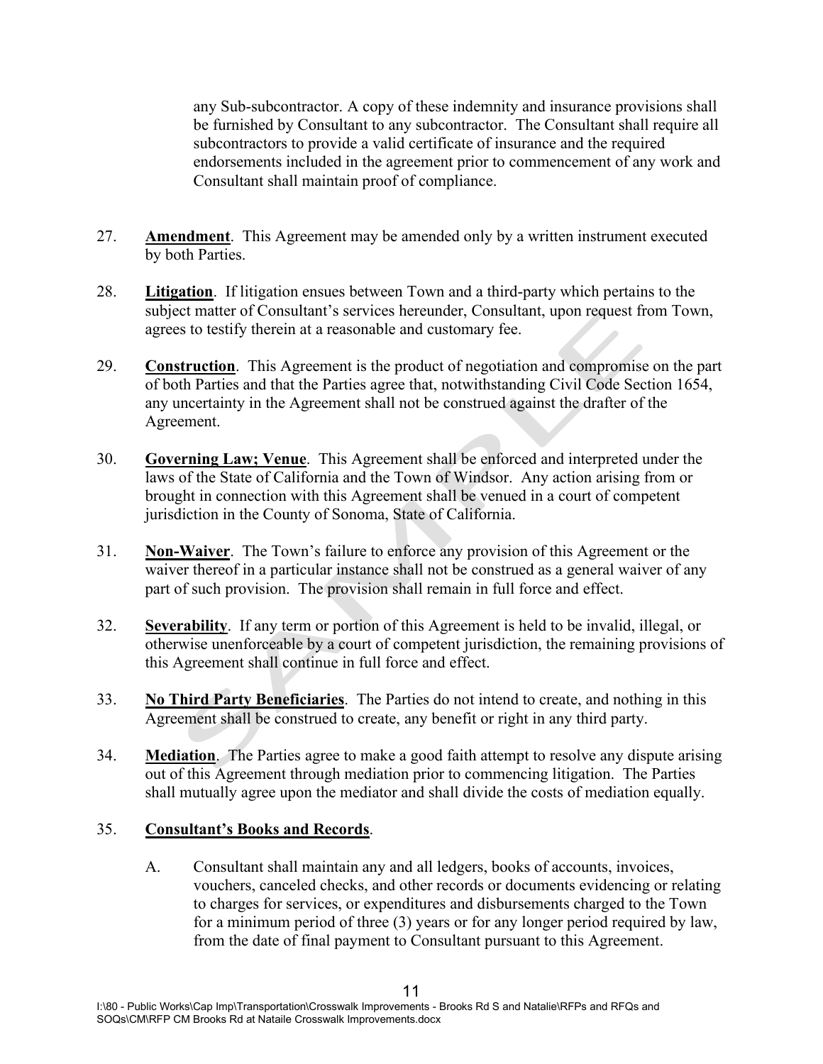any Sub-subcontractor. A copy of these indemnity and insurance provisions shall be furnished by Consultant to any subcontractor. The Consultant shall require all subcontractors to provide a valid certificate of insurance and the required endorsements included in the agreement prior to commencement of any work and Consultant shall maintain proof of compliance.

27. **Amendment**. This Agreement may be amended only by a written instrument executed by both Parties.

28. **Litigation**. If litigation ensues between Town and a third-party which pertains to the subject matter of Consultant's services hereunder, Consultant, upon request from Town, agrees to testify therein at a reasonable and customary fee.

29. **Construction**. This Agreement is the product of negotiation and compromise on the part of both Parties and that the Parties agree that, notwithstanding Civil Code Section 1654, any uncertainty in the Agreement shall not be construed against the drafter of the Agreement.

30. **Governing Law; Venue**. This Agreement shall be enforced and interpreted under the laws of the State of California and the Town of Windsor. Any action arising from or brought in connection with this Agreement shall be venued in a court of competent jurisdiction in the County of Sonoma, State of California.

31. **Non-Waiver**. The Town's failure to enforce any provision of this Agreement or the waiver thereof in a particular instance shall not be construed as a general waiver of any part of such provision. The provision shall remain in full force and effect.

32. **Severability**. If any term or portion of this Agreement is held to be invalid, illegal, or otherwise unenforceable by a court of competent jurisdiction, the remaining provisions of this Agreement shall continue in full force and effect.

33. **No Third Party Beneficiaries**. The Parties do not intend to create, and nothing in this Agreement shall be construed to create, any benefit or right in any third party.

34. **Mediation**. The Parties agree to make a good faith attempt to resolve any dispute arising out of this Agreement through mediation prior to commencing litigation. The Parties shall mutually agree upon the mediator and shall divide the costs of mediation equally.

35. **Consultant's Books and Records**.

    A. Consultant shall maintain any and all ledgers, books of accounts, invoices, vouchers, canceled checks, and other records or documents evidencing or relating to charges for services, or expenditures and disbursements charged to the Town for a minimum period of three (3) years or for any longer period required by law, from the date of final payment to Consultant pursuant to this Agreement.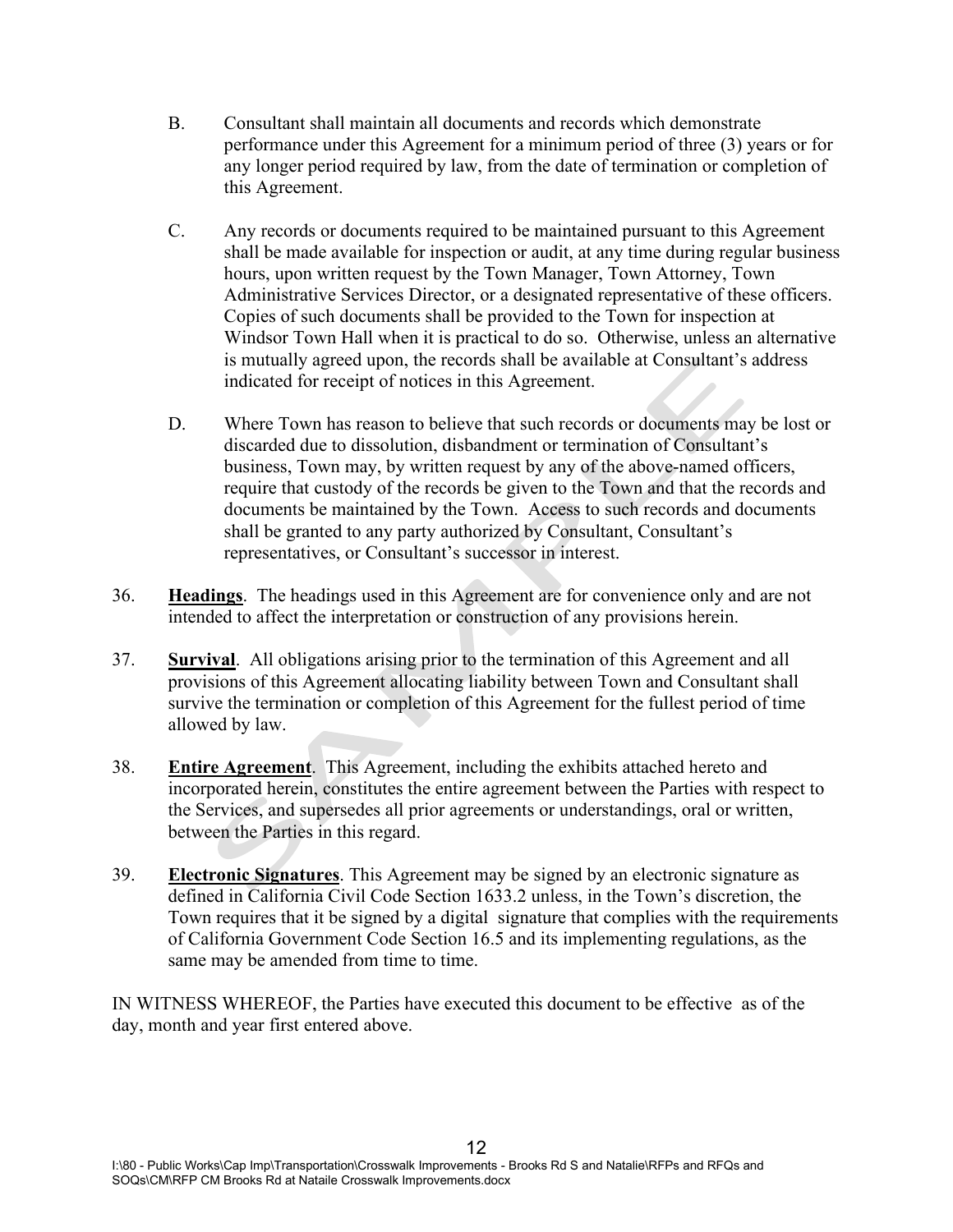B. Consultant shall maintain all documents and records which demonstrate performance under this Agreement for a minimum period of three (3) years or for any longer period required by law, from the date of termination or completion of this Agreement.

C. Any records or documents required to be maintained pursuant to this Agreement shall be made available for inspection or audit, at any time during regular business hours, upon written request by the Town Manager, Town Attorney, Town Administrative Services Director, or a designated representative of these officers. Copies of such documents shall be provided to the Town for inspection at Windsor Town Hall when it is practical to do so. Otherwise, unless an alternative is mutually agreed upon, the records shall be available at Consultant's address indicated for receipt of notices in this Agreement.

D. Where Town has reason to believe that such records or documents may be lost or discarded due to dissolution, disbandment or termination of Consultant's business, Town may, by written request by any of the above-named officers, require that custody of the records be given to the Town and that the records and documents be maintained by the Town. Access to such records and documents shall be granted to any party authorized by Consultant, Consultant's representatives, or Consultant's successor in interest.

36. **Headings**. The headings used in this Agreement are for convenience only and are not intended to affect the interpretation or construction of any provisions herein.

37. **Survival**. All obligations arising prior to the termination of this Agreement and all provisions of this Agreement allocating liability between Town and Consultant shall survive the termination or completion of this Agreement for the fullest period of time allowed by law.

38. **Entire Agreement**. This Agreement, including the exhibits attached hereto and incorporated herein, constitutes the entire agreement between the Parties with respect to the Services, and supersedes all prior agreements or understandings, oral or written, between the Parties in this regard.

39. **Electronic Signatures**. This Agreement may be signed by an electronic signature as defined in California Civil Code Section 1633.2 unless, in the Town's discretion, the Town requires that it be signed by a digital signature that complies with the requirements of California Government Code Section 16.5 and its implementing regulations, as the same may be amended from time to time.

IN WITNESS WHEREOF, the Parties have executed this document to be effective as of the day, month and year first entered above.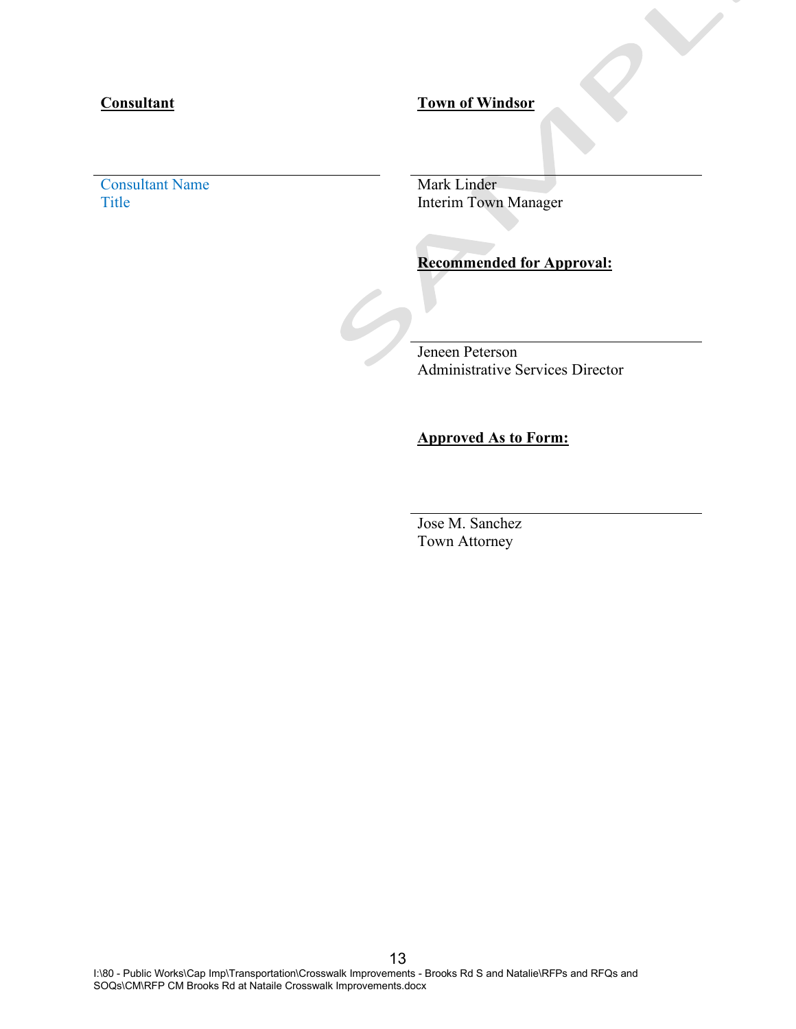**Consultant**

\_\_\_\_\_\_\_\_\_\_\_\_\_\_\_\_\_\_\_\_\_\_\_\_\_\_\_\_\_\_\_\_\_\_\_\_

Consultant Name
Title

**Town of Windsor**

\_\_\_\_\_\_\_\_\_\_\_\_\_\_\_\_\_\_\_\_\_\_\_\_\_\_\_\_\_\_\_\_\_\_\_\_

Mark Linder
Interim Town Manager

**Recommended for Approval:**

\_\_\_\_\_\_\_\_\_\_\_\_\_\_\_\_\_\_\_\_\_\_\_\_\_\_\_\_\_\_\_\_\_\_\_\_

Jeneen Peterson
Administrative Services Director

**Approved As to Form:**

\_\_\_\_\_\_\_\_\_\_\_\_\_\_\_\_\_\_\_\_\_\_\_\_\_\_\_\_\_\_\_\_\_\_\_\_

Jose M. Sanchez
Town Attorney

I:\80 - Public Works\Cap Imp\Transportation\Crosswalk Improvements - Brooks Rd S and Natalie\RFPs and RFQs and SOQs\CM\RFP CM Brooks Rd at Nataile Crosswalk Improvements.docx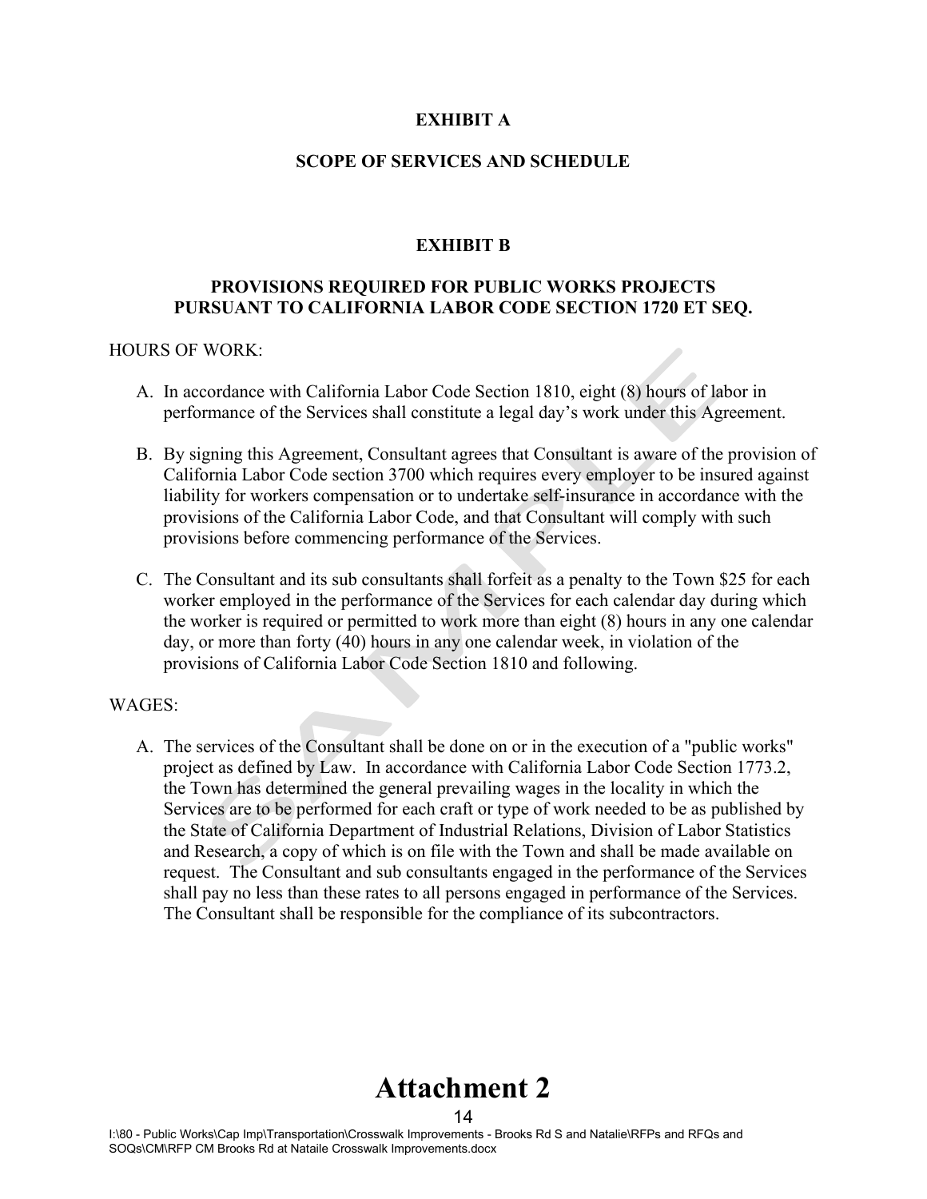## EXHIBIT A

### SCOPE OF SERVICES AND SCHEDULE

## EXHIBIT B

### PROVISIONS REQUIRED FOR PUBLIC WORKS PROJECTS PURSUANT TO CALIFORNIA LABOR CODE SECTION 1720 ET SEQ.

HOURS OF WORK:

A. In accordance with California Labor Code Section 1810, eight (8) hours of labor in performance of the Services shall constitute a legal day's work under this Agreement.

B. By signing this Agreement, Consultant agrees that Consultant is aware of the provision of California Labor Code section 3700 which requires every employer to be insured against liability for workers compensation or to undertake self-insurance in accordance with the provisions of the California Labor Code, and that Consultant will comply with such provisions before commencing performance of the Services.

C. The Consultant and its sub consultants shall forfeit as a penalty to the Town $25 for each worker employed in the performance of the Services for each calendar day during which the worker is required or permitted to work more than eight (8) hours in any one calendar day, or more than forty (40) hours in any one calendar week, in violation of the provisions of California Labor Code Section 1810 and following.

WAGES:

A. The services of the Consultant shall be done on or in the execution of a "public works" project as defined by Law. In accordance with California Labor Code Section 1773.2, the Town has determined the general prevailing wages in the locality in which the Services are to be performed for each craft or type of work needed to be as published by the State of California Department of Industrial Relations, Division of Labor Statistics and Research, a copy of which is on file with the Town and shall be made available on request. The Consultant and sub consultants engaged in the performance of the Services shall pay no less than these rates to all persons engaged in performance of the Services. The Consultant shall be responsible for the compliance of its subcontractors.

# Attachment 2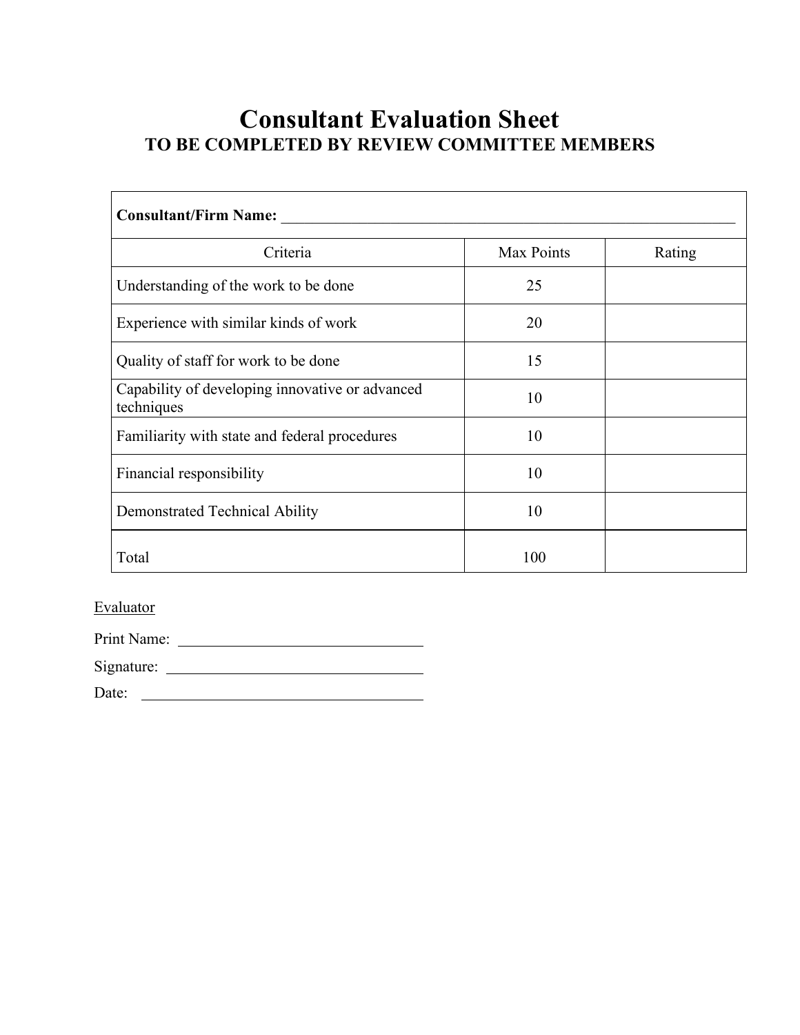# Consultant Evaluation Sheet

## TO BE COMPLETED BY REVIEW COMMITTEE MEMBERS

**Consultant/Firm Name:** ____________________________________________

| Criteria | Max Points | Rating |
|---|---|---|
| Understanding of the work to be done | 25 | |
| Experience with similar kinds of work | 20 | |
| Quality of staff for work to be done | 15 | |
| Capability of developing innovative or advanced techniques | 10 | |
| Familiarity with state and federal procedures | 10 | |
| Financial responsibility | 10 | |
| Demonstrated Technical Ability | 10 | |
| Total | 100 | |

Evaluator

Print Name: ______________________________

Signature: ______________________________

Date: ______________________________